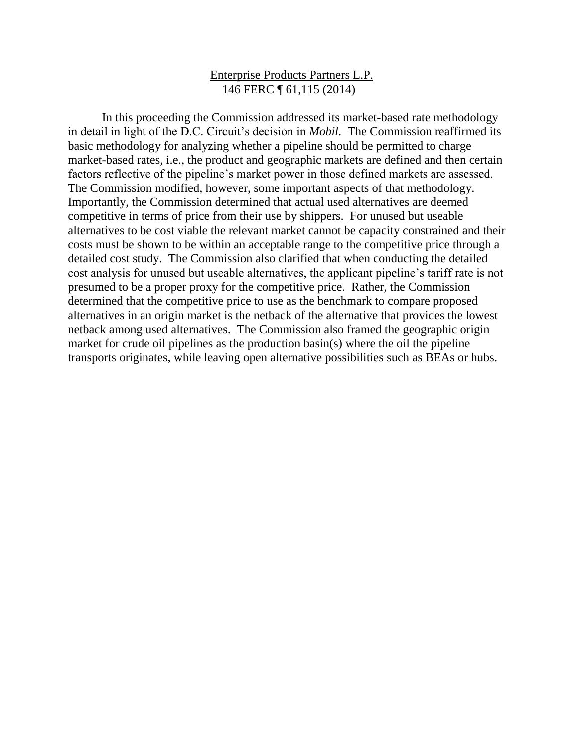<u>Enterprise Products Partners L.P.</u>
146 FERC ¶ 61,115 (2014)

In this proceeding the Commission addressed its market-based rate methodology in detail in light of the D.C. Circuit's decision in *Mobil*. The Commission reaffirmed its basic methodology for analyzing whether a pipeline should be permitted to charge market-based rates, i.e., the product and geographic markets are defined and then certain factors reflective of the pipeline's market power in those defined markets are assessed. The Commission modified, however, some important aspects of that methodology. Importantly, the Commission determined that actual used alternatives are deemed competitive in terms of price from their use by shippers. For unused but useable alternatives to be cost viable the relevant market cannot be capacity constrained and their costs must be shown to be within an acceptable range to the competitive price through a detailed cost study. The Commission also clarified that when conducting the detailed cost analysis for unused but useable alternatives, the applicant pipeline's tariff rate is not presumed to be a proper proxy for the competitive price. Rather, the Commission determined that the competitive price to use as the benchmark to compare proposed alternatives in an origin market is the netback of the alternative that provides the lowest netback among used alternatives. The Commission also framed the geographic origin market for crude oil pipelines as the production basin(s) where the oil the pipeline transports originates, while leaving open alternative possibilities such as BEAs or hubs.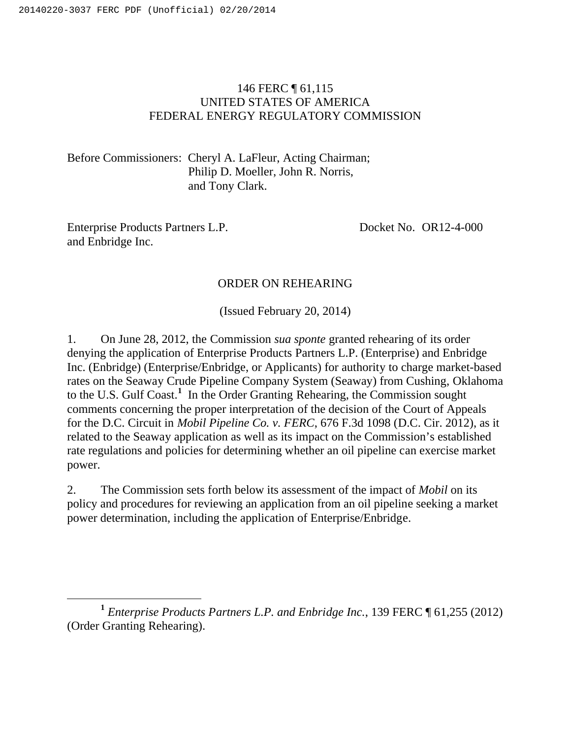146 FERC ¶ 61,115
UNITED STATES OF AMERICA
FEDERAL ENERGY REGULATORY COMMISSION

Before Commissioners: Cheryl A. LaFleur, Acting Chairman;
Philip D. Moeller, John R. Norris,
and Tony Clark.

Enterprise Products Partners L.P. and Enbridge Inc. — Docket No. OR12-4-000

ORDER ON REHEARING

(Issued February 20, 2014)

1. On June 28, 2012, the Commission *sua sponte* granted rehearing of its order denying the application of Enterprise Products Partners L.P. (Enterprise) and Enbridge Inc. (Enbridge) (Enterprise/Enbridge, or Applicants) for authority to charge market-based rates on the Seaway Crude Pipeline Company System (Seaway) from Cushing, Oklahoma to the U.S. Gulf Coast.[1] In the Order Granting Rehearing, the Commission sought comments concerning the proper interpretation of the decision of the Court of Appeals for the D.C. Circuit in *Mobil Pipeline Co. v. FERC*, 676 F.3d 1098 (D.C. Cir. 2012), as it related to the Seaway application as well as its impact on the Commission's established rate regulations and policies for determining whether an oil pipeline can exercise market power.

2. The Commission sets forth below its assessment of the impact of *Mobil* on its policy and procedures for reviewing an application from an oil pipeline seeking a market power determination, including the application of Enterprise/Enbridge.

[1] *Enterprise Products Partners L.P. and Enbridge Inc.*, 139 FERC ¶ 61,255 (2012) (Order Granting Rehearing).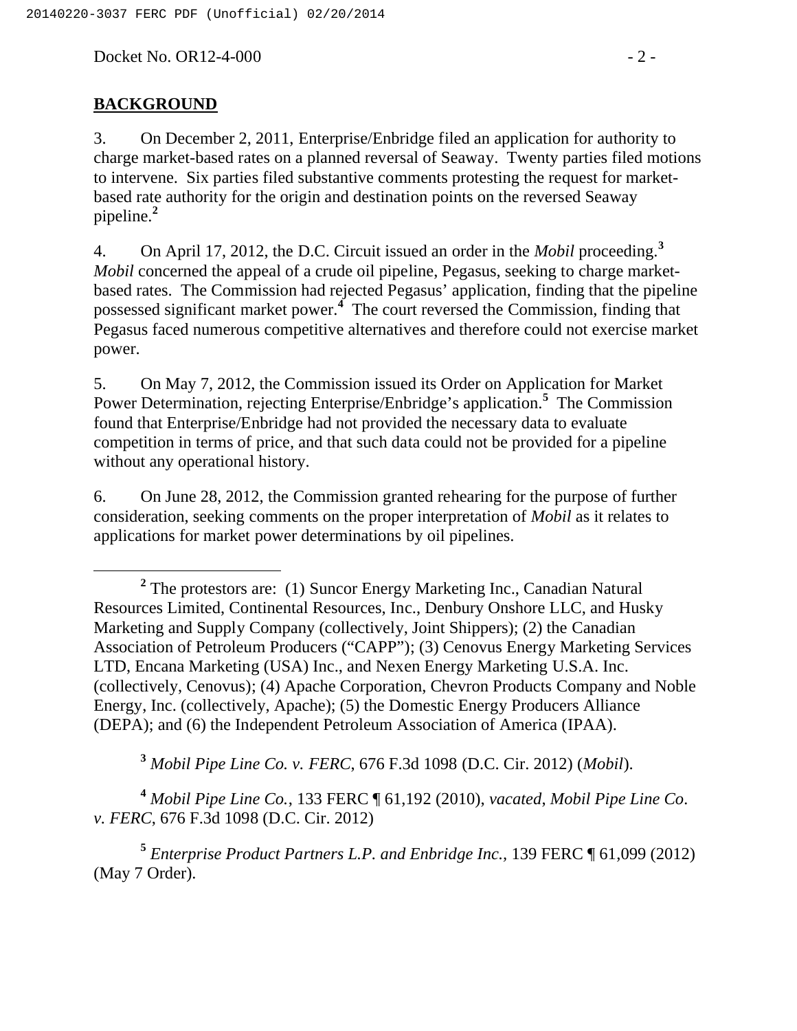## BACKGROUND

3. On December 2, 2011, Enterprise/Enbridge filed an application for authority to charge market-based rates on a planned reversal of Seaway. Twenty parties filed motions to intervene. Six parties filed substantive comments protesting the request for market-based rate authority for the origin and destination points on the reversed Seaway pipeline.[2]

4. On April 17, 2012, the D.C. Circuit issued an order in the *Mobil* proceeding.[3] *Mobil* concerned the appeal of a crude oil pipeline, Pegasus, seeking to charge market-based rates. The Commission had rejected Pegasus' application, finding that the pipeline possessed significant market power.[4] The court reversed the Commission, finding that Pegasus faced numerous competitive alternatives and therefore could not exercise market power.

5. On May 7, 2012, the Commission issued its Order on Application for Market Power Determination, rejecting Enterprise/Enbridge's application.[5] The Commission found that Enterprise/Enbridge had not provided the necessary data to evaluate competition in terms of price, and that such data could not be provided for a pipeline without any operational history.

6. On June 28, 2012, the Commission granted rehearing for the purpose of further consideration, seeking comments on the proper interpretation of *Mobil* as it relates to applications for market power determinations by oil pipelines.

---

[2] The protestors are: (1) Suncor Energy Marketing Inc., Canadian Natural Resources Limited, Continental Resources, Inc., Denbury Onshore LLC, and Husky Marketing and Supply Company (collectively, Joint Shippers); (2) the Canadian Association of Petroleum Producers ("CAPP"); (3) Cenovus Energy Marketing Services LTD, Encana Marketing (USA) Inc., and Nexen Energy Marketing U.S.A. Inc. (collectively, Cenovus); (4) Apache Corporation, Chevron Products Company and Noble Energy, Inc. (collectively, Apache); (5) the Domestic Energy Producers Alliance (DEPA); and (6) the Independent Petroleum Association of America (IPAA).

[3] *Mobil Pipe Line Co. v. FERC*, 676 F.3d 1098 (D.C. Cir. 2012) (*Mobil*).

[4] *Mobil Pipe Line Co.*, 133 FERC ¶ 61,192 (2010), *vacated*, *Mobil Pipe Line Co. v. FERC*, 676 F.3d 1098 (D.C. Cir. 2012)

[5] *Enterprise Product Partners L.P. and Enbridge Inc.*, 139 FERC ¶ 61,099 (2012) (May 7 Order).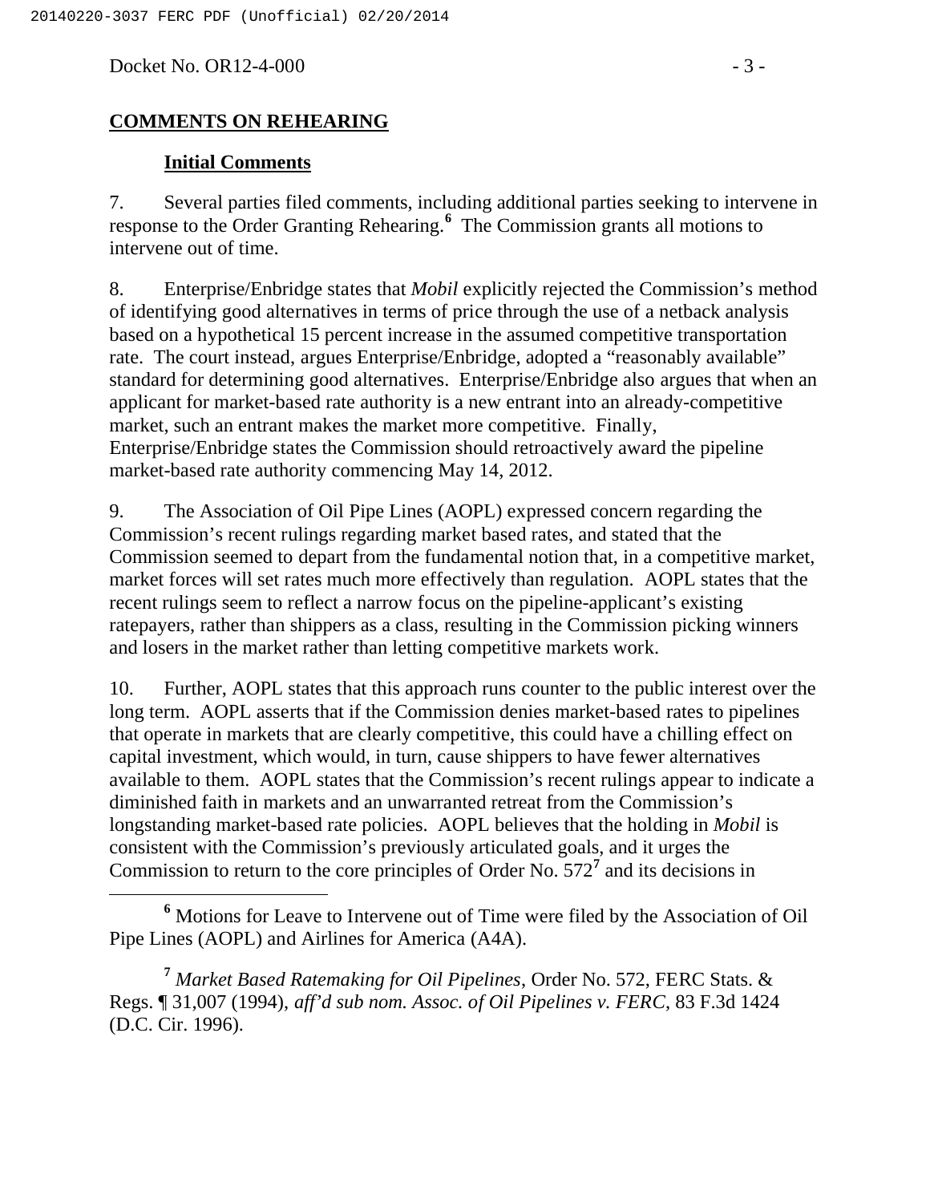## COMMENTS ON REHEARING

### Initial Comments

7. Several parties filed comments, including additional parties seeking to intervene in response to the Order Granting Rehearing.[6] The Commission grants all motions to intervene out of time.

8. Enterprise/Enbridge states that *Mobil* explicitly rejected the Commission's method of identifying good alternatives in terms of price through the use of a netback analysis based on a hypothetical 15 percent increase in the assumed competitive transportation rate. The court instead, argues Enterprise/Enbridge, adopted a "reasonably available" standard for determining good alternatives. Enterprise/Enbridge also argues that when an applicant for market-based rate authority is a new entrant into an already-competitive market, such an entrant makes the market more competitive. Finally, Enterprise/Enbridge states the Commission should retroactively award the pipeline market-based rate authority commencing May 14, 2012.

9. The Association of Oil Pipe Lines (AOPL) expressed concern regarding the Commission's recent rulings regarding market based rates, and stated that the Commission seemed to depart from the fundamental notion that, in a competitive market, market forces will set rates much more effectively than regulation. AOPL states that the recent rulings seem to reflect a narrow focus on the pipeline-applicant's existing ratepayers, rather than shippers as a class, resulting in the Commission picking winners and losers in the market rather than letting competitive markets work.

10. Further, AOPL states that this approach runs counter to the public interest over the long term. AOPL asserts that if the Commission denies market-based rates to pipelines that operate in markets that are clearly competitive, this could have a chilling effect on capital investment, which would, in turn, cause shippers to have fewer alternatives available to them. AOPL states that the Commission's recent rulings appear to indicate a diminished faith in markets and an unwarranted retreat from the Commission's longstanding market-based rate policies. AOPL believes that the holding in *Mobil* is consistent with the Commission's previously articulated goals, and it urges the Commission to return to the core principles of Order No. 572[7] and its decisions in

---

[6] Motions for Leave to Intervene out of Time were filed by the Association of Oil Pipe Lines (AOPL) and Airlines for America (A4A).

[7] *Market Based Ratemaking for Oil Pipelines*, Order No. 572, FERC Stats. & Regs. ¶ 31,007 (1994), *aff'd sub nom. Assoc. of Oil Pipelines v. FERC*, 83 F.3d 1424 (D.C. Cir. 1996).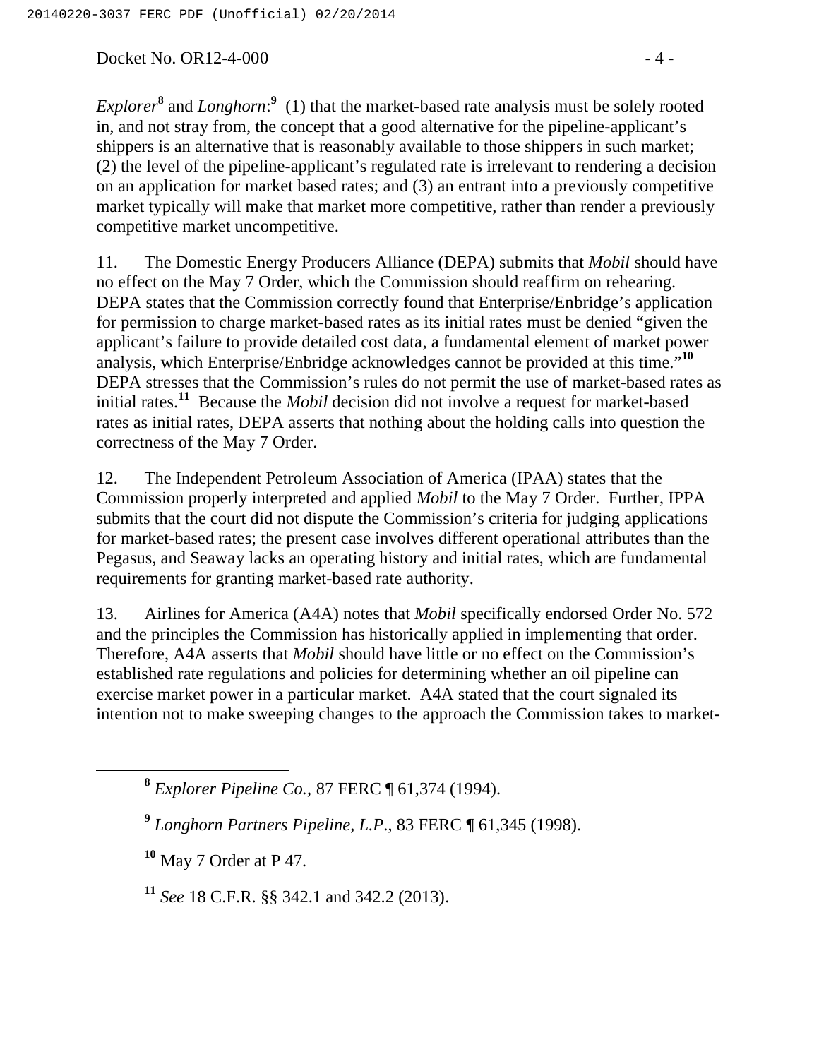*Explorer*[8] and *Longhorn*:[9] (1) that the market-based rate analysis must be solely rooted in, and not stray from, the concept that a good alternative for the pipeline-applicant's shippers is an alternative that is reasonably available to those shippers in such market; (2) the level of the pipeline-applicant's regulated rate is irrelevant to rendering a decision on an application for market based rates; and (3) an entrant into a previously competitive market typically will make that market more competitive, rather than render a previously competitive market uncompetitive.

11. The Domestic Energy Producers Alliance (DEPA) submits that *Mobil* should have no effect on the May 7 Order, which the Commission should reaffirm on rehearing. DEPA states that the Commission correctly found that Enterprise/Enbridge's application for permission to charge market-based rates as its initial rates must be denied "given the applicant's failure to provide detailed cost data, a fundamental element of market power analysis, which Enterprise/Enbridge acknowledges cannot be provided at this time."[10] DEPA stresses that the Commission's rules do not permit the use of market-based rates as initial rates.[11] Because the *Mobil* decision did not involve a request for market-based rates as initial rates, DEPA asserts that nothing about the holding calls into question the correctness of the May 7 Order.

12. The Independent Petroleum Association of America (IPAA) states that the Commission properly interpreted and applied *Mobil* to the May 7 Order. Further, IPPA submits that the court did not dispute the Commission's criteria for judging applications for market-based rates; the present case involves different operational attributes than the Pegasus, and Seaway lacks an operating history and initial rates, which are fundamental requirements for granting market-based rate authority.

13. Airlines for America (A4A) notes that *Mobil* specifically endorsed Order No. 572 and the principles the Commission has historically applied in implementing that order. Therefore, A4A asserts that *Mobil* should have little or no effect on the Commission's established rate regulations and policies for determining whether an oil pipeline can exercise market power in a particular market. A4A stated that the court signaled its intention not to make sweeping changes to the approach the Commission takes to market-

---

[8] *Explorer Pipeline Co.,* 87 FERC ¶ 61,374 (1994).

[9] *Longhorn Partners Pipeline, L.P*., 83 FERC ¶ 61,345 (1998).

[10] May 7 Order at P 47.

[11] *See* 18 C.F.R. §§ 342.1 and 342.2 (2013).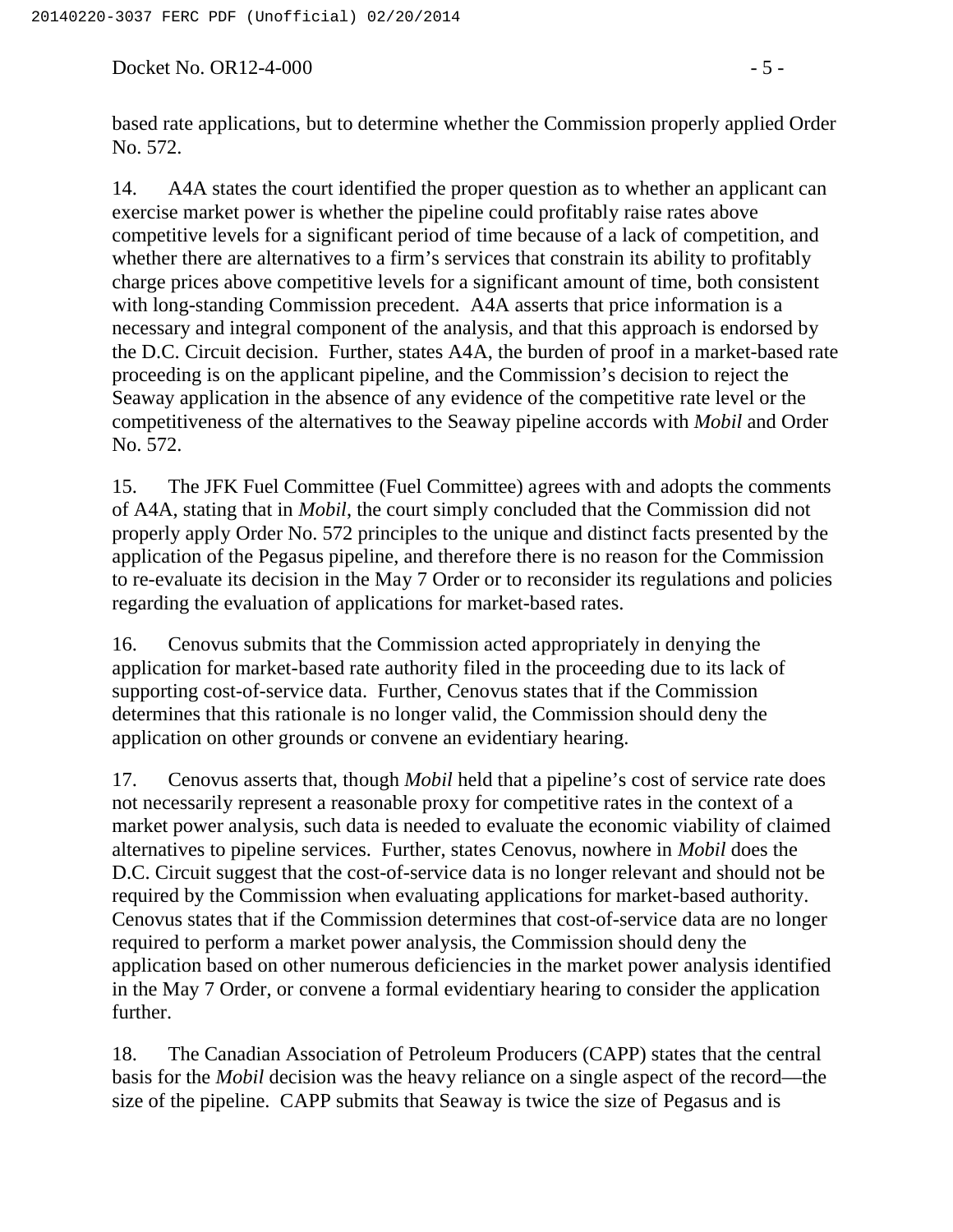based rate applications, but to determine whether the Commission properly applied Order No. 572.

14. A4A states the court identified the proper question as to whether an applicant can exercise market power is whether the pipeline could profitably raise rates above competitive levels for a significant period of time because of a lack of competition, and whether there are alternatives to a firm's services that constrain its ability to profitably charge prices above competitive levels for a significant amount of time, both consistent with long-standing Commission precedent. A4A asserts that price information is a necessary and integral component of the analysis, and that this approach is endorsed by the D.C. Circuit decision. Further, states A4A, the burden of proof in a market-based rate proceeding is on the applicant pipeline, and the Commission's decision to reject the Seaway application in the absence of any evidence of the competitive rate level or the competitiveness of the alternatives to the Seaway pipeline accords with *Mobil* and Order No. 572.

15. The JFK Fuel Committee (Fuel Committee) agrees with and adopts the comments of A4A, stating that in *Mobil*, the court simply concluded that the Commission did not properly apply Order No. 572 principles to the unique and distinct facts presented by the application of the Pegasus pipeline, and therefore there is no reason for the Commission to re-evaluate its decision in the May 7 Order or to reconsider its regulations and policies regarding the evaluation of applications for market-based rates.

16. Cenovus submits that the Commission acted appropriately in denying the application for market-based rate authority filed in the proceeding due to its lack of supporting cost-of-service data. Further, Cenovus states that if the Commission determines that this rationale is no longer valid, the Commission should deny the application on other grounds or convene an evidentiary hearing.

17. Cenovus asserts that, though *Mobil* held that a pipeline's cost of service rate does not necessarily represent a reasonable proxy for competitive rates in the context of a market power analysis, such data is needed to evaluate the economic viability of claimed alternatives to pipeline services. Further, states Cenovus, nowhere in *Mobil* does the D.C. Circuit suggest that the cost-of-service data is no longer relevant and should not be required by the Commission when evaluating applications for market-based authority. Cenovus states that if the Commission determines that cost-of-service data are no longer required to perform a market power analysis, the Commission should deny the application based on other numerous deficiencies in the market power analysis identified in the May 7 Order, or convene a formal evidentiary hearing to consider the application further.

18. The Canadian Association of Petroleum Producers (CAPP) states that the central basis for the *Mobil* decision was the heavy reliance on a single aspect of the record—the size of the pipeline. CAPP submits that Seaway is twice the size of Pegasus and is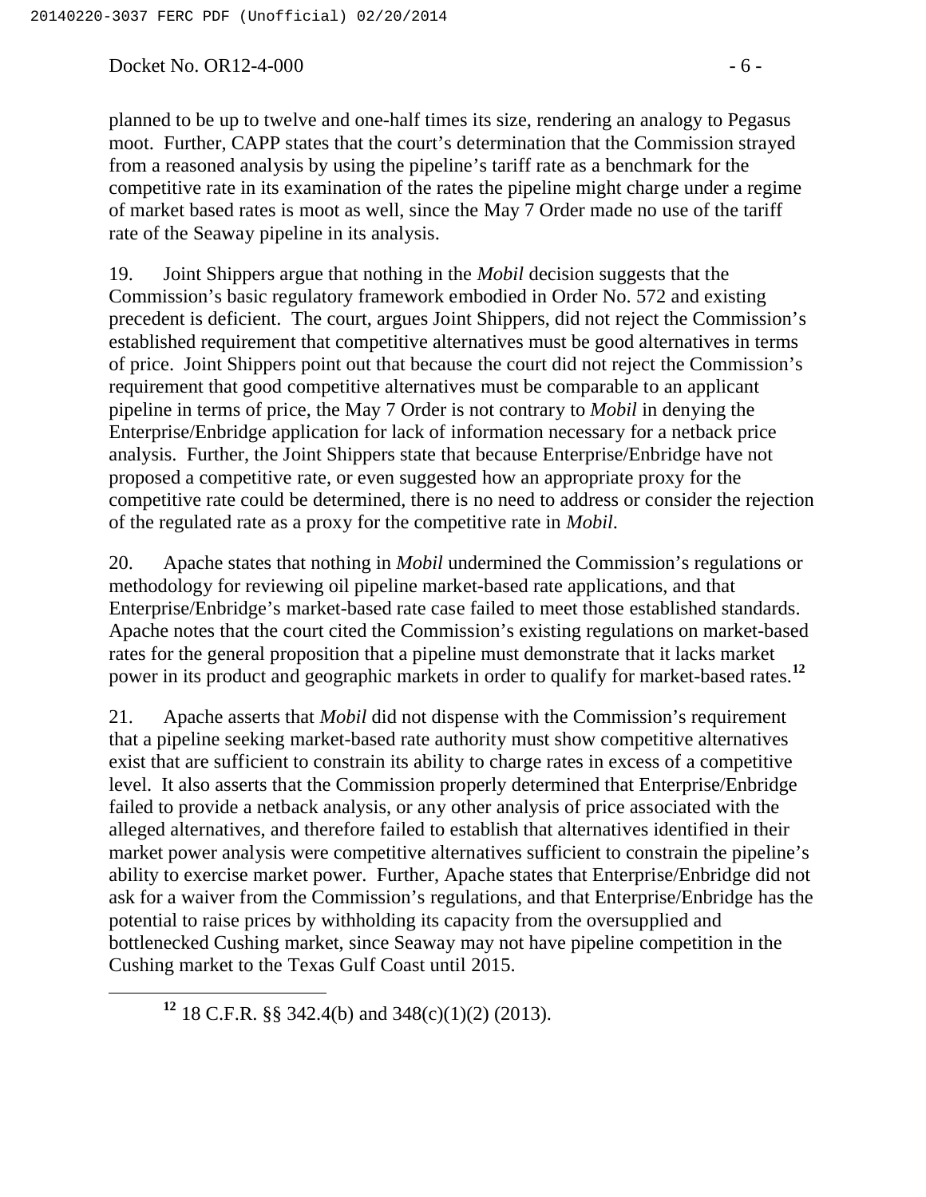planned to be up to twelve and one-half times its size, rendering an analogy to Pegasus moot. Further, CAPP states that the court's determination that the Commission strayed from a reasoned analysis by using the pipeline's tariff rate as a benchmark for the competitive rate in its examination of the rates the pipeline might charge under a regime of market based rates is moot as well, since the May 7 Order made no use of the tariff rate of the Seaway pipeline in its analysis.

19. Joint Shippers argue that nothing in the *Mobil* decision suggests that the Commission's basic regulatory framework embodied in Order No. 572 and existing precedent is deficient. The court, argues Joint Shippers, did not reject the Commission's established requirement that competitive alternatives must be good alternatives in terms of price. Joint Shippers point out that because the court did not reject the Commission's requirement that good competitive alternatives must be comparable to an applicant pipeline in terms of price, the May 7 Order is not contrary to *Mobil* in denying the Enterprise/Enbridge application for lack of information necessary for a netback price analysis. Further, the Joint Shippers state that because Enterprise/Enbridge have not proposed a competitive rate, or even suggested how an appropriate proxy for the competitive rate could be determined, there is no need to address or consider the rejection of the regulated rate as a proxy for the competitive rate in *Mobil*.

20. Apache states that nothing in *Mobil* undermined the Commission's regulations or methodology for reviewing oil pipeline market-based rate applications, and that Enterprise/Enbridge's market-based rate case failed to meet those established standards. Apache notes that the court cited the Commission's existing regulations on market-based rates for the general proposition that a pipeline must demonstrate that it lacks market power in its product and geographic markets in order to qualify for market-based rates.[12]

21. Apache asserts that *Mobil* did not dispense with the Commission's requirement that a pipeline seeking market-based rate authority must show competitive alternatives exist that are sufficient to constrain its ability to charge rates in excess of a competitive level. It also asserts that the Commission properly determined that Enterprise/Enbridge failed to provide a netback analysis, or any other analysis of price associated with the alleged alternatives, and therefore failed to establish that alternatives identified in their market power analysis were competitive alternatives sufficient to constrain the pipeline's ability to exercise market power. Further, Apache states that Enterprise/Enbridge did not ask for a waiver from the Commission's regulations, and that Enterprise/Enbridge has the potential to raise prices by withholding its capacity from the oversupplied and bottlenecked Cushing market, since Seaway may not have pipeline competition in the Cushing market to the Texas Gulf Coast until 2015.

[12] 18 C.F.R. §§ 342.4(b) and 348(c)(1)(2) (2013).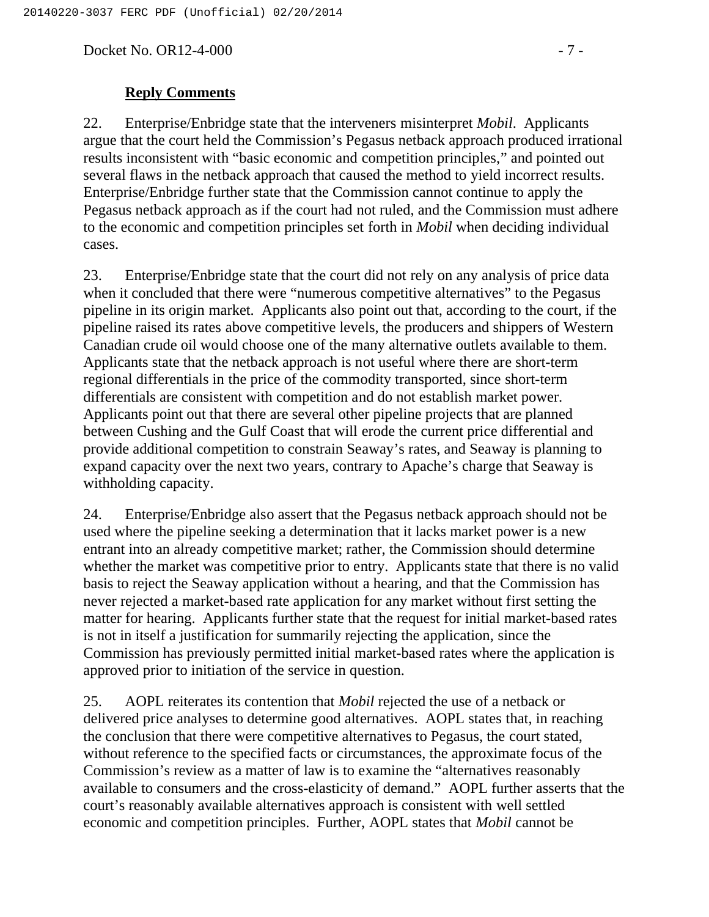### **Reply Comments**

22. Enterprise/Enbridge state that the interveners misinterpret *Mobil*. Applicants argue that the court held the Commission's Pegasus netback approach produced irrational results inconsistent with "basic economic and competition principles," and pointed out several flaws in the netback approach that caused the method to yield incorrect results. Enterprise/Enbridge further state that the Commission cannot continue to apply the Pegasus netback approach as if the court had not ruled, and the Commission must adhere to the economic and competition principles set forth in *Mobil* when deciding individual cases.

23. Enterprise/Enbridge state that the court did not rely on any analysis of price data when it concluded that there were "numerous competitive alternatives" to the Pegasus pipeline in its origin market. Applicants also point out that, according to the court, if the pipeline raised its rates above competitive levels, the producers and shippers of Western Canadian crude oil would choose one of the many alternative outlets available to them. Applicants state that the netback approach is not useful where there are short-term regional differentials in the price of the commodity transported, since short-term differentials are consistent with competition and do not establish market power. Applicants point out that there are several other pipeline projects that are planned between Cushing and the Gulf Coast that will erode the current price differential and provide additional competition to constrain Seaway's rates, and Seaway is planning to expand capacity over the next two years, contrary to Apache's charge that Seaway is withholding capacity.

24. Enterprise/Enbridge also assert that the Pegasus netback approach should not be used where the pipeline seeking a determination that it lacks market power is a new entrant into an already competitive market; rather, the Commission should determine whether the market was competitive prior to entry. Applicants state that there is no valid basis to reject the Seaway application without a hearing, and that the Commission has never rejected a market-based rate application for any market without first setting the matter for hearing. Applicants further state that the request for initial market-based rates is not in itself a justification for summarily rejecting the application, since the Commission has previously permitted initial market-based rates where the application is approved prior to initiation of the service in question.

25. AOPL reiterates its contention that *Mobil* rejected the use of a netback or delivered price analyses to determine good alternatives. AOPL states that, in reaching the conclusion that there were competitive alternatives to Pegasus, the court stated, without reference to the specified facts or circumstances, the approximate focus of the Commission's review as a matter of law is to examine the "alternatives reasonably available to consumers and the cross-elasticity of demand." AOPL further asserts that the court's reasonably available alternatives approach is consistent with well settled economic and competition principles. Further, AOPL states that *Mobil* cannot be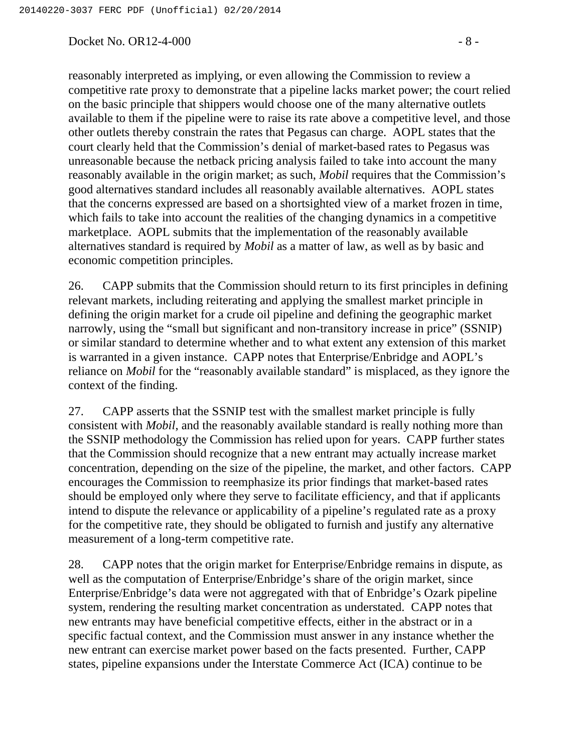reasonably interpreted as implying, or even allowing the Commission to review a competitive rate proxy to demonstrate that a pipeline lacks market power; the court relied on the basic principle that shippers would choose one of the many alternative outlets available to them if the pipeline were to raise its rate above a competitive level, and those other outlets thereby constrain the rates that Pegasus can charge. AOPL states that the court clearly held that the Commission's denial of market-based rates to Pegasus was unreasonable because the netback pricing analysis failed to take into account the many reasonably available in the origin market; as such, *Mobil* requires that the Commission's good alternatives standard includes all reasonably available alternatives. AOPL states that the concerns expressed are based on a shortsighted view of a market frozen in time, which fails to take into account the realities of the changing dynamics in a competitive marketplace. AOPL submits that the implementation of the reasonably available alternatives standard is required by *Mobil* as a matter of law, as well as by basic and economic competition principles.

26. CAPP submits that the Commission should return to its first principles in defining relevant markets, including reiterating and applying the smallest market principle in defining the origin market for a crude oil pipeline and defining the geographic market narrowly, using the "small but significant and non-transitory increase in price" (SSNIP) or similar standard to determine whether and to what extent any extension of this market is warranted in a given instance. CAPP notes that Enterprise/Enbridge and AOPL's reliance on *Mobil* for the "reasonably available standard" is misplaced, as they ignore the context of the finding.

27. CAPP asserts that the SSNIP test with the smallest market principle is fully consistent with *Mobil*, and the reasonably available standard is really nothing more than the SSNIP methodology the Commission has relied upon for years. CAPP further states that the Commission should recognize that a new entrant may actually increase market concentration, depending on the size of the pipeline, the market, and other factors. CAPP encourages the Commission to reemphasize its prior findings that market-based rates should be employed only where they serve to facilitate efficiency, and that if applicants intend to dispute the relevance or applicability of a pipeline's regulated rate as a proxy for the competitive rate, they should be obligated to furnish and justify any alternative measurement of a long-term competitive rate.

28. CAPP notes that the origin market for Enterprise/Enbridge remains in dispute, as well as the computation of Enterprise/Enbridge's share of the origin market, since Enterprise/Enbridge's data were not aggregated with that of Enbridge's Ozark pipeline system, rendering the resulting market concentration as understated. CAPP notes that new entrants may have beneficial competitive effects, either in the abstract or in a specific factual context, and the Commission must answer in any instance whether the new entrant can exercise market power based on the facts presented. Further, CAPP states, pipeline expansions under the Interstate Commerce Act (ICA) continue to be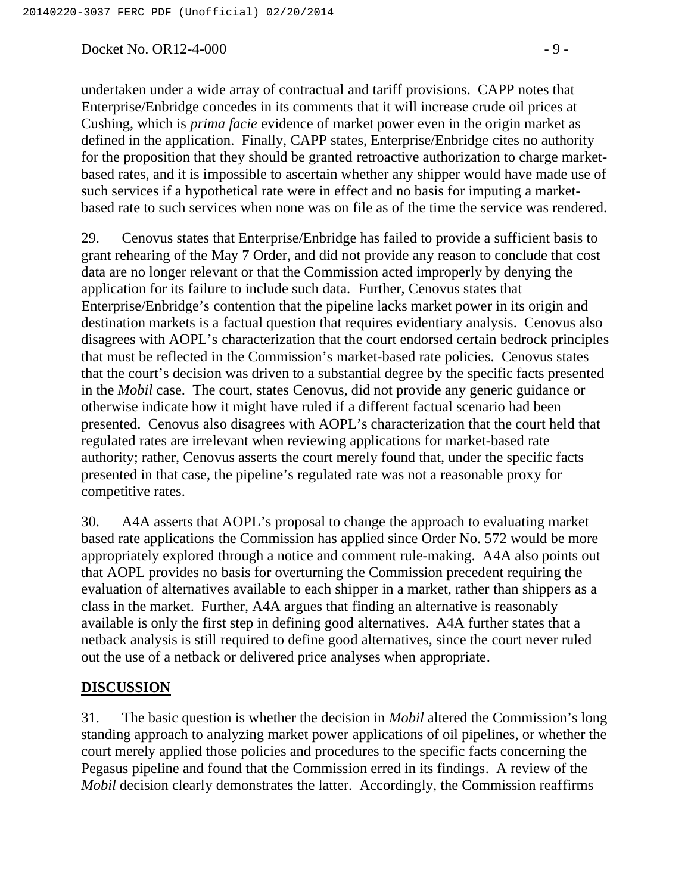undertaken under a wide array of contractual and tariff provisions. CAPP notes that Enterprise/Enbridge concedes in its comments that it will increase crude oil prices at Cushing, which is *prima facie* evidence of market power even in the origin market as defined in the application. Finally, CAPP states, Enterprise/Enbridge cites no authority for the proposition that they should be granted retroactive authorization to charge market-based rates, and it is impossible to ascertain whether any shipper would have made use of such services if a hypothetical rate were in effect and no basis for imputing a market-based rate to such services when none was on file as of the time the service was rendered.

29. Cenovus states that Enterprise/Enbridge has failed to provide a sufficient basis to grant rehearing of the May 7 Order, and did not provide any reason to conclude that cost data are no longer relevant or that the Commission acted improperly by denying the application for its failure to include such data. Further, Cenovus states that Enterprise/Enbridge's contention that the pipeline lacks market power in its origin and destination markets is a factual question that requires evidentiary analysis. Cenovus also disagrees with AOPL's characterization that the court endorsed certain bedrock principles that must be reflected in the Commission's market-based rate policies. Cenovus states that the court's decision was driven to a substantial degree by the specific facts presented in the *Mobil* case. The court, states Cenovus, did not provide any generic guidance or otherwise indicate how it might have ruled if a different factual scenario had been presented. Cenovus also disagrees with AOPL's characterization that the court held that regulated rates are irrelevant when reviewing applications for market-based rate authority; rather, Cenovus asserts the court merely found that, under the specific facts presented in that case, the pipeline's regulated rate was not a reasonable proxy for competitive rates.

30. A4A asserts that AOPL's proposal to change the approach to evaluating market based rate applications the Commission has applied since Order No. 572 would be more appropriately explored through a notice and comment rule-making. A4A also points out that AOPL provides no basis for overturning the Commission precedent requiring the evaluation of alternatives available to each shipper in a market, rather than shippers as a class in the market. Further, A4A argues that finding an alternative is reasonably available is only the first step in defining good alternatives. A4A further states that a netback analysis is still required to define good alternatives, since the court never ruled out the use of a netback or delivered price analyses when appropriate.

## DISCUSSION

31. The basic question is whether the decision in *Mobil* altered the Commission's long standing approach to analyzing market power applications of oil pipelines, or whether the court merely applied those policies and procedures to the specific facts concerning the Pegasus pipeline and found that the Commission erred in its findings. A review of the *Mobil* decision clearly demonstrates the latter. Accordingly, the Commission reaffirms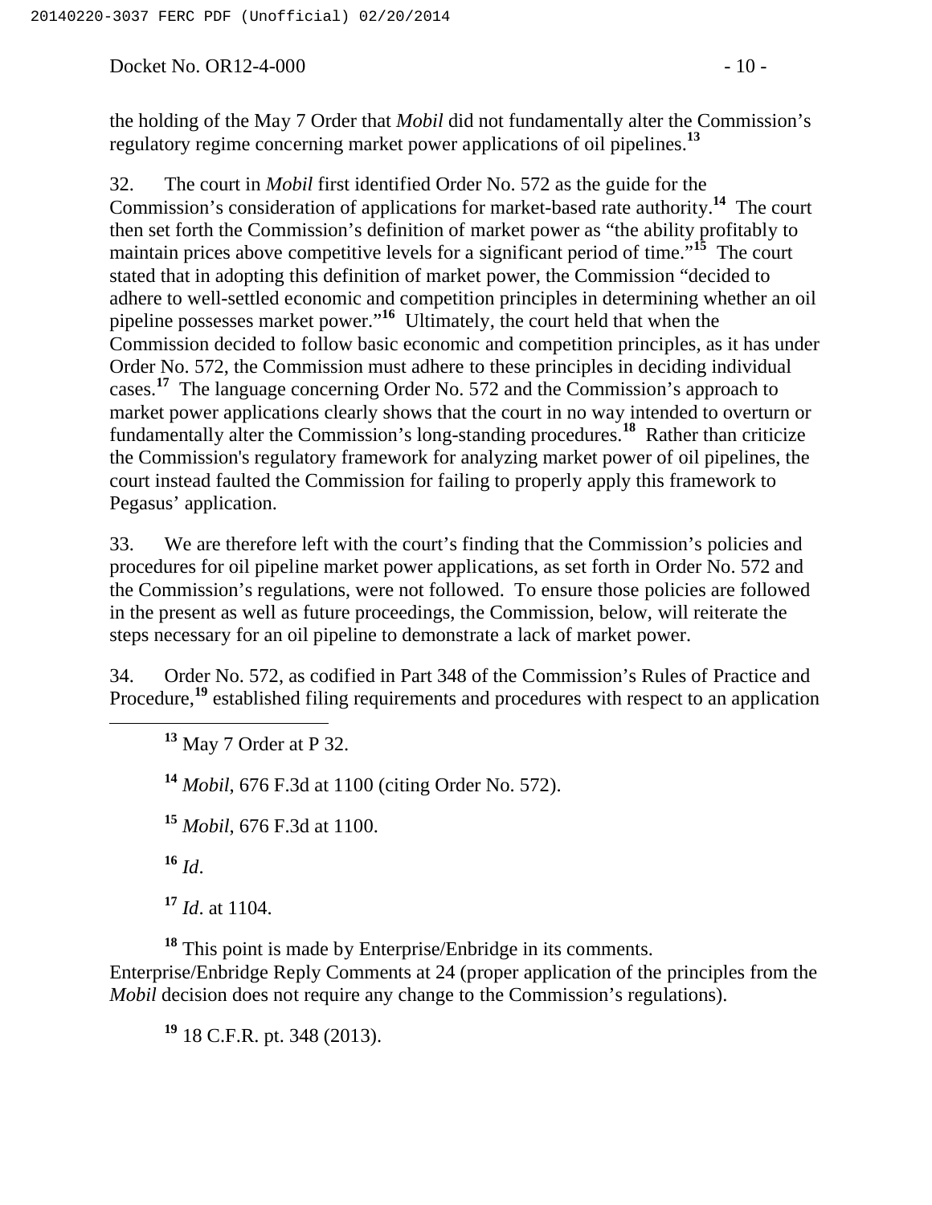the holding of the May 7 Order that *Mobil* did not fundamentally alter the Commission's regulatory regime concerning market power applications of oil pipelines.[13]

32. The court in *Mobil* first identified Order No. 572 as the guide for the Commission's consideration of applications for market-based rate authority.[14] The court then set forth the Commission's definition of market power as "the ability profitably to maintain prices above competitive levels for a significant period of time."[15] The court stated that in adopting this definition of market power, the Commission "decided to adhere to well-settled economic and competition principles in determining whether an oil pipeline possesses market power."[16] Ultimately, the court held that when the Commission decided to follow basic economic and competition principles, as it has under Order No. 572, the Commission must adhere to these principles in deciding individual cases.[17] The language concerning Order No. 572 and the Commission's approach to market power applications clearly shows that the court in no way intended to overturn or fundamentally alter the Commission's long-standing procedures.[18] Rather than criticize the Commission's regulatory framework for analyzing market power of oil pipelines, the court instead faulted the Commission for failing to properly apply this framework to Pegasus' application.

33. We are therefore left with the court's finding that the Commission's policies and procedures for oil pipeline market power applications, as set forth in Order No. 572 and the Commission's regulations, were not followed. To ensure those policies are followed in the present as well as future proceedings, the Commission, below, will reiterate the steps necessary for an oil pipeline to demonstrate a lack of market power.

34. Order No. 572, as codified in Part 348 of the Commission's Rules of Practice and Procedure,[19] established filing requirements and procedures with respect to an application

---

[13] May 7 Order at P 32.

[14] *Mobil*, 676 F.3d at 1100 (citing Order No. 572).

[15] *Mobil*, 676 F.3d at 1100.

[16] *Id*.

[17] *Id*. at 1104.

[18] This point is made by Enterprise/Enbridge in its comments. Enterprise/Enbridge Reply Comments at 24 (proper application of the principles from the *Mobil* decision does not require any change to the Commission's regulations).

[19] 18 C.F.R. pt. 348 (2013).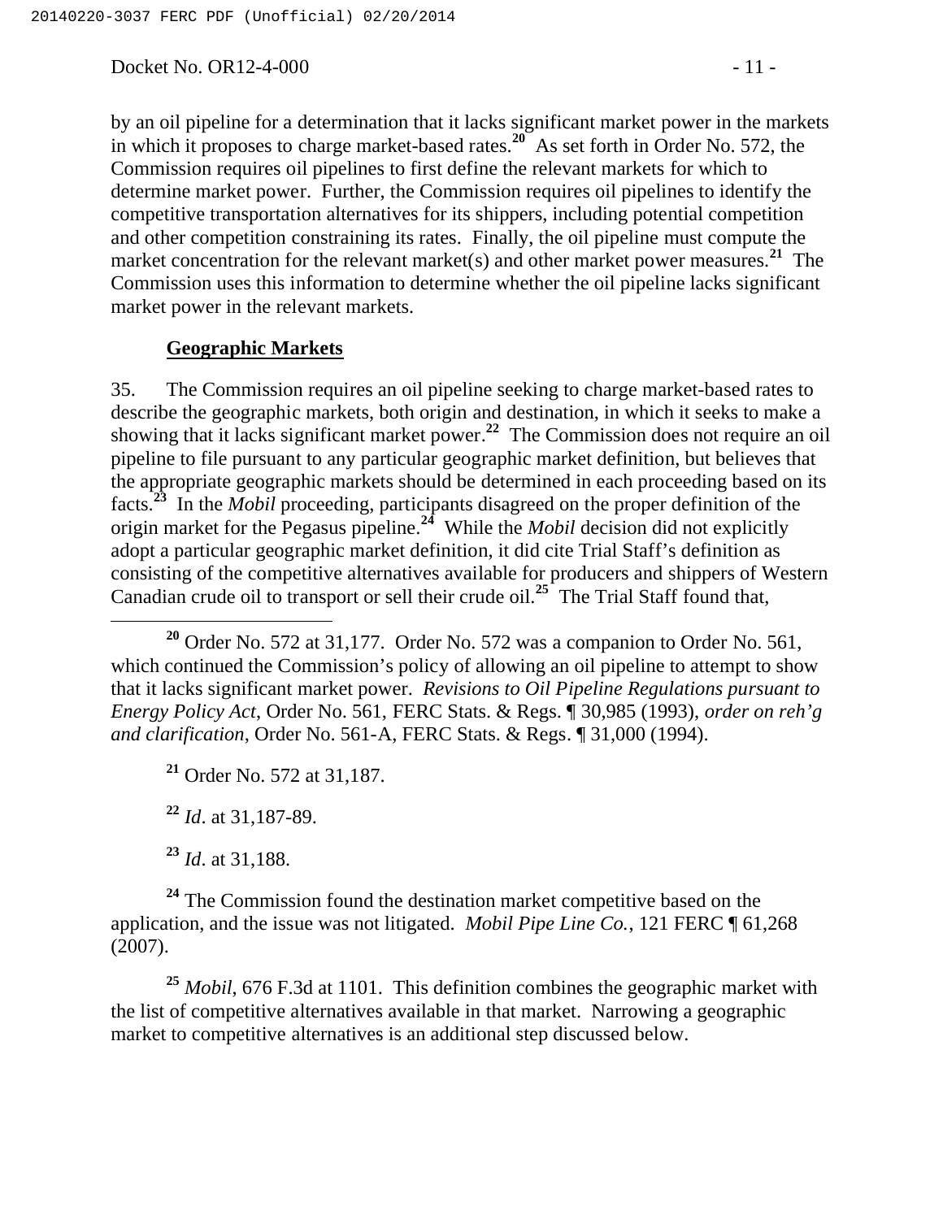by an oil pipeline for a determination that it lacks significant market power in the markets in which it proposes to charge market-based rates.[20] As set forth in Order No. 572, the Commission requires oil pipelines to first define the relevant markets for which to determine market power. Further, the Commission requires oil pipelines to identify the competitive transportation alternatives for its shippers, including potential competition and other competition constraining its rates. Finally, the oil pipeline must compute the market concentration for the relevant market(s) and other market power measures.[21] The Commission uses this information to determine whether the oil pipeline lacks significant market power in the relevant markets.

**Geographic Markets**

35. The Commission requires an oil pipeline seeking to charge market-based rates to describe the geographic markets, both origin and destination, in which it seeks to make a showing that it lacks significant market power.[22] The Commission does not require an oil pipeline to file pursuant to any particular geographic market definition, but believes that the appropriate geographic markets should be determined in each proceeding based on its facts.[23] In the *Mobil* proceeding, participants disagreed on the proper definition of the origin market for the Pegasus pipeline.[24] While the *Mobil* decision did not explicitly adopt a particular geographic market definition, it did cite Trial Staff's definition as consisting of the competitive alternatives available for producers and shippers of Western Canadian crude oil to transport or sell their crude oil.[25] The Trial Staff found that,

---

[20] Order No. 572 at 31,177. Order No. 572 was a companion to Order No. 561, which continued the Commission's policy of allowing an oil pipeline to attempt to show that it lacks significant market power. *Revisions to Oil Pipeline Regulations pursuant to Energy Policy Act*, Order No. 561, FERC Stats. & Regs. ¶ 30,985 (1993), *order on reh'g and clarification*, Order No. 561-A, FERC Stats. & Regs. ¶ 31,000 (1994).

[21] Order No. 572 at 31,187.

[22] *Id*. at 31,187-89.

[23] *Id*. at 31,188.

[24] The Commission found the destination market competitive based on the application, and the issue was not litigated. *Mobil Pipe Line Co.*, 121 FERC ¶ 61,268 (2007).

[25] *Mobil*, 676 F.3d at 1101. This definition combines the geographic market with the list of competitive alternatives available in that market. Narrowing a geographic market to competitive alternatives is an additional step discussed below.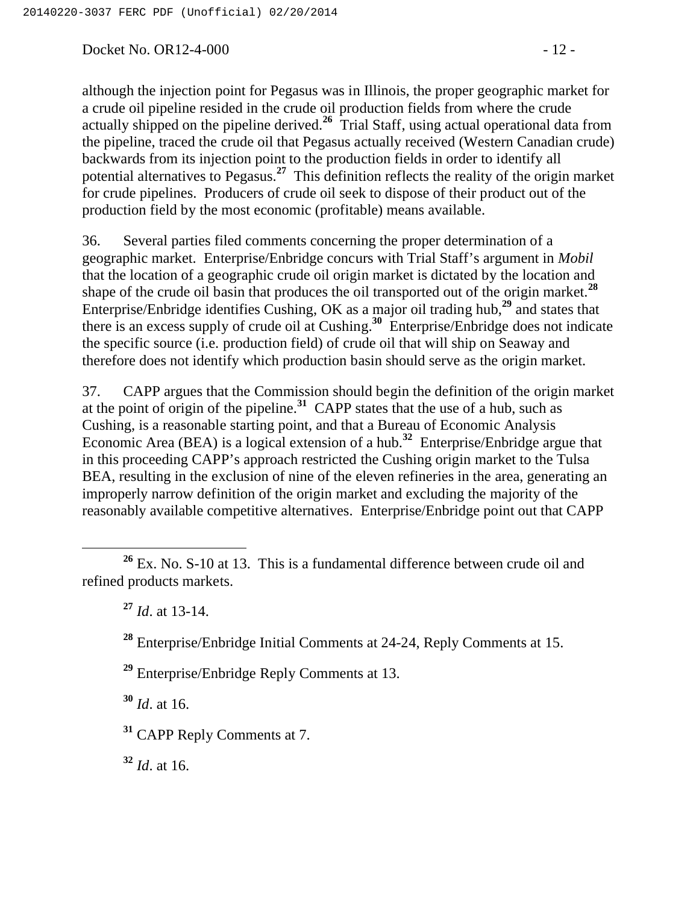although the injection point for Pegasus was in Illinois, the proper geographic market for a crude oil pipeline resided in the crude oil production fields from where the crude actually shipped on the pipeline derived.[26] Trial Staff, using actual operational data from the pipeline, traced the crude oil that Pegasus actually received (Western Canadian crude) backwards from its injection point to the production fields in order to identify all potential alternatives to Pegasus.[27] This definition reflects the reality of the origin market for crude pipelines. Producers of crude oil seek to dispose of their product out of the production field by the most economic (profitable) means available.

36. Several parties filed comments concerning the proper determination of a geographic market. Enterprise/Enbridge concurs with Trial Staff's argument in *Mobil* that the location of a geographic crude oil origin market is dictated by the location and shape of the crude oil basin that produces the oil transported out of the origin market.[28] Enterprise/Enbridge identifies Cushing, OK as a major oil trading hub,[29] and states that there is an excess supply of crude oil at Cushing.[30] Enterprise/Enbridge does not indicate the specific source (i.e. production field) of crude oil that will ship on Seaway and therefore does not identify which production basin should serve as the origin market.

37. CAPP argues that the Commission should begin the definition of the origin market at the point of origin of the pipeline.[31] CAPP states that the use of a hub, such as Cushing, is a reasonable starting point, and that a Bureau of Economic Analysis Economic Area (BEA) is a logical extension of a hub.[32] Enterprise/Enbridge argue that in this proceeding CAPP's approach restricted the Cushing origin market to the Tulsa BEA, resulting in the exclusion of nine of the eleven refineries in the area, generating an improperly narrow definition of the origin market and excluding the majority of the reasonably available competitive alternatives. Enterprise/Enbridge point out that CAPP

---

[26] Ex. No. S-10 at 13. This is a fundamental difference between crude oil and refined products markets.

[27] *Id*. at 13-14.

[28] Enterprise/Enbridge Initial Comments at 24-24, Reply Comments at 15.

[29] Enterprise/Enbridge Reply Comments at 13.

[30] *Id*. at 16.

[31] CAPP Reply Comments at 7.

[32] *Id*. at 16.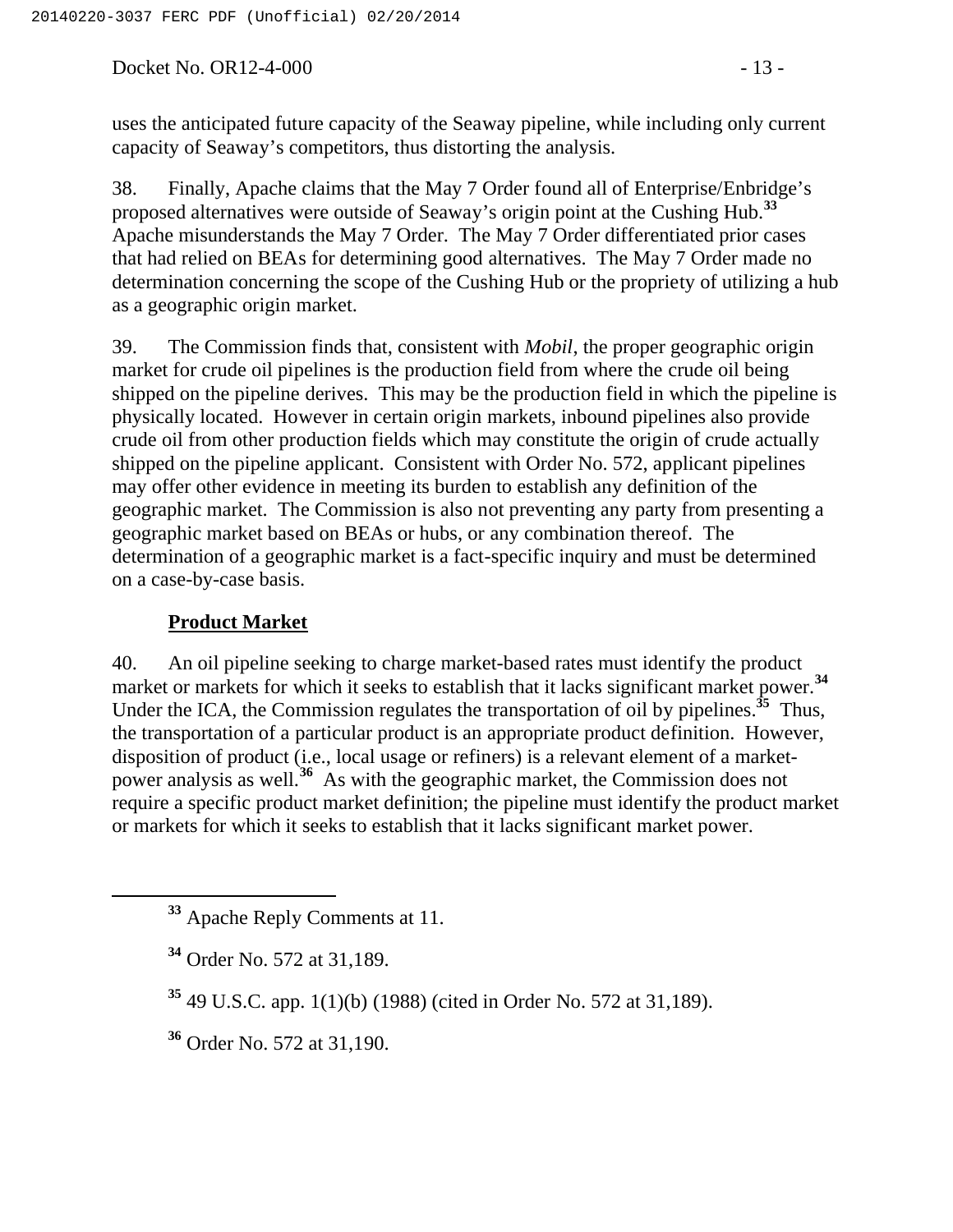uses the anticipated future capacity of the Seaway pipeline, while including only current capacity of Seaway's competitors, thus distorting the analysis.

38. Finally, Apache claims that the May 7 Order found all of Enterprise/Enbridge's proposed alternatives were outside of Seaway's origin point at the Cushing Hub.[33] Apache misunderstands the May 7 Order. The May 7 Order differentiated prior cases that had relied on BEAs for determining good alternatives. The May 7 Order made no determination concerning the scope of the Cushing Hub or the propriety of utilizing a hub as a geographic origin market.

39. The Commission finds that, consistent with *Mobil*, the proper geographic origin market for crude oil pipelines is the production field from where the crude oil being shipped on the pipeline derives. This may be the production field in which the pipeline is physically located. However in certain origin markets, inbound pipelines also provide crude oil from other production fields which may constitute the origin of crude actually shipped on the pipeline applicant. Consistent with Order No. 572, applicant pipelines may offer other evidence in meeting its burden to establish any definition of the geographic market. The Commission is also not preventing any party from presenting a geographic market based on BEAs or hubs, or any combination thereof. The determination of a geographic market is a fact-specific inquiry and must be determined on a case-by-case basis.

### Product Market

40. An oil pipeline seeking to charge market-based rates must identify the product market or markets for which it seeks to establish that it lacks significant market power.[34] Under the ICA, the Commission regulates the transportation of oil by pipelines.[35] Thus, the transportation of a particular product is an appropriate product definition. However, disposition of product (i.e., local usage or refiners) is a relevant element of a market-power analysis as well.[36] As with the geographic market, the Commission does not require a specific product market definition; the pipeline must identify the product market or markets for which it seeks to establish that it lacks significant market power.

---

[33] Apache Reply Comments at 11.

[34] Order No. 572 at 31,189.

[35] 49 U.S.C. app. 1(1)(b) (1988) (cited in Order No. 572 at 31,189).

[36] Order No. 572 at 31,190.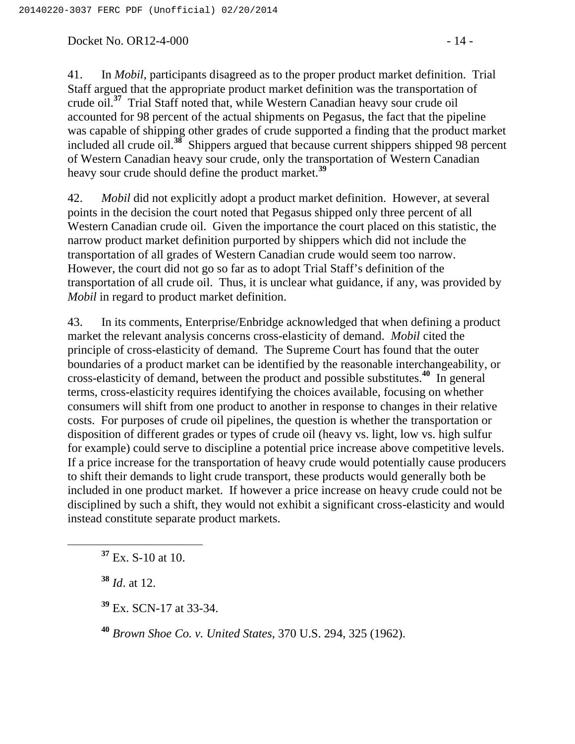41. In *Mobil*, participants disagreed as to the proper product market definition. Trial Staff argued that the appropriate product market definition was the transportation of crude oil.[37] Trial Staff noted that, while Western Canadian heavy sour crude oil accounted for 98 percent of the actual shipments on Pegasus, the fact that the pipeline was capable of shipping other grades of crude supported a finding that the product market included all crude oil.[38] Shippers argued that because current shippers shipped 98 percent of Western Canadian heavy sour crude, only the transportation of Western Canadian heavy sour crude should define the product market.[39]

42. *Mobil* did not explicitly adopt a product market definition. However, at several points in the decision the court noted that Pegasus shipped only three percent of all Western Canadian crude oil. Given the importance the court placed on this statistic, the narrow product market definition purported by shippers which did not include the transportation of all grades of Western Canadian crude would seem too narrow. However, the court did not go so far as to adopt Trial Staff's definition of the transportation of all crude oil. Thus, it is unclear what guidance, if any, was provided by *Mobil* in regard to product market definition.

43. In its comments, Enterprise/Enbridge acknowledged that when defining a product market the relevant analysis concerns cross-elasticity of demand. *Mobil* cited the principle of cross-elasticity of demand. The Supreme Court has found that the outer boundaries of a product market can be identified by the reasonable interchangeability, or cross-elasticity of demand, between the product and possible substitutes.[40] In general terms, cross-elasticity requires identifying the choices available, focusing on whether consumers will shift from one product to another in response to changes in their relative costs. For purposes of crude oil pipelines, the question is whether the transportation or disposition of different grades or types of crude oil (heavy vs. light, low vs. high sulfur for example) could serve to discipline a potential price increase above competitive levels. If a price increase for the transportation of heavy crude would potentially cause producers to shift their demands to light crude transport, these products would generally both be included in one product market. If however a price increase on heavy crude could not be disciplined by such a shift, they would not exhibit a significant cross-elasticity and would instead constitute separate product markets.

---

[37] Ex. S-10 at 10.

[38] *Id*. at 12.

[39] Ex. SCN-17 at 33-34.

[40] *Brown Shoe Co. v. United States*, 370 U.S. 294, 325 (1962).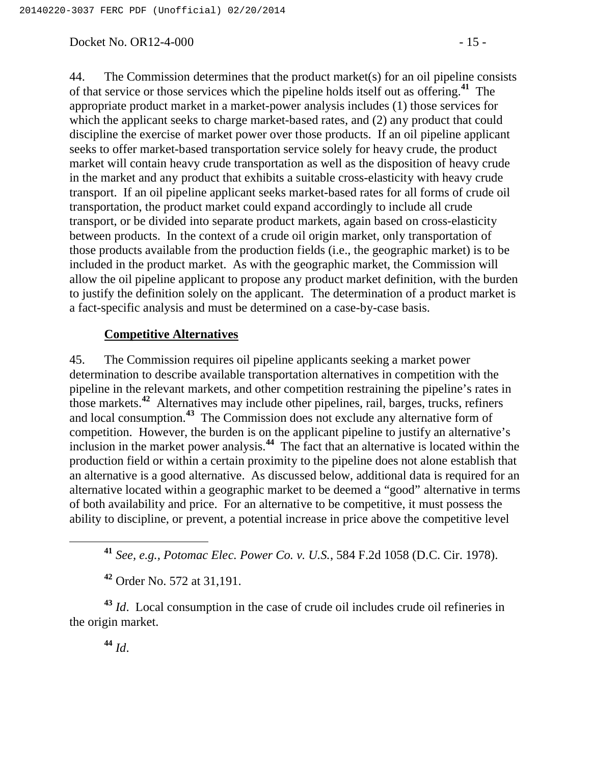44. The Commission determines that the product market(s) for an oil pipeline consists of that service or those services which the pipeline holds itself out as offering.[41] The appropriate product market in a market-power analysis includes (1) those services for which the applicant seeks to charge market-based rates, and (2) any product that could discipline the exercise of market power over those products. If an oil pipeline applicant seeks to offer market-based transportation service solely for heavy crude, the product market will contain heavy crude transportation as well as the disposition of heavy crude in the market and any product that exhibits a suitable cross-elasticity with heavy crude transport. If an oil pipeline applicant seeks market-based rates for all forms of crude oil transportation, the product market could expand accordingly to include all crude transport, or be divided into separate product markets, again based on cross-elasticity between products. In the context of a crude oil origin market, only transportation of those products available from the production fields (i.e., the geographic market) is to be included in the product market. As with the geographic market, the Commission will allow the oil pipeline applicant to propose any product market definition, with the burden to justify the definition solely on the applicant. The determination of a product market is a fact-specific analysis and must be determined on a case-by-case basis.

**Competitive Alternatives**

45. The Commission requires oil pipeline applicants seeking a market power determination to describe available transportation alternatives in competition with the pipeline in the relevant markets, and other competition restraining the pipeline's rates in those markets.[42] Alternatives may include other pipelines, rail, barges, trucks, refiners and local consumption.[43] The Commission does not exclude any alternative form of competition. However, the burden is on the applicant pipeline to justify an alternative's inclusion in the market power analysis.[44] The fact that an alternative is located within the production field or within a certain proximity to the pipeline does not alone establish that an alternative is a good alternative. As discussed below, additional data is required for an alternative located within a geographic market to be deemed a "good" alternative in terms of both availability and price. For an alternative to be competitive, it must possess the ability to discipline, or prevent, a potential increase in price above the competitive level

---

[41] *See, e.g., Potomac Elec. Power Co. v. U.S.*, 584 F.2d 1058 (D.C. Cir. 1978).

[42] Order No. 572 at 31,191.

[43] *Id*. Local consumption in the case of crude oil includes crude oil refineries in the origin market.

[44] *Id*.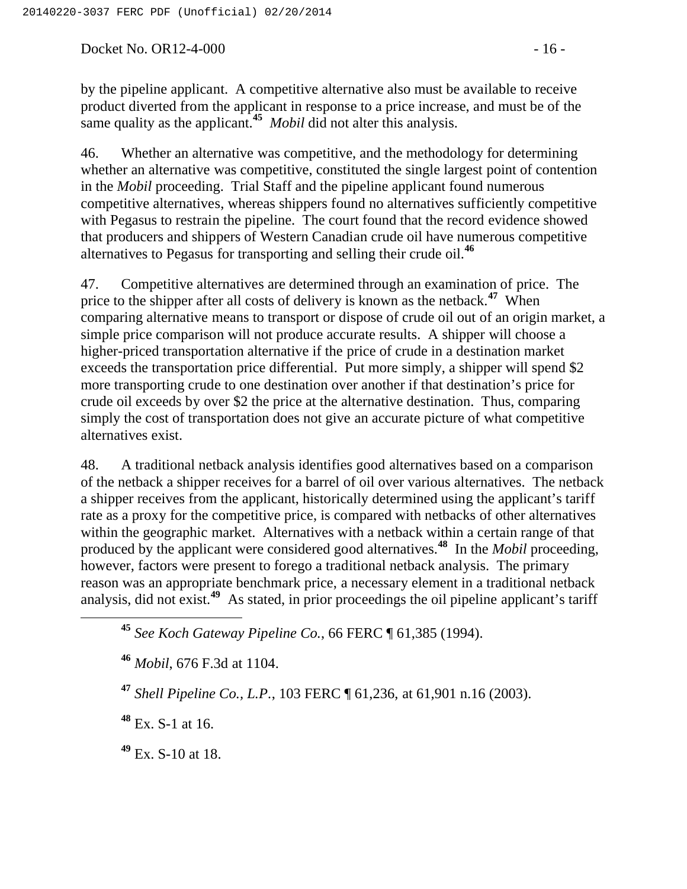by the pipeline applicant. A competitive alternative also must be available to receive product diverted from the applicant in response to a price increase, and must be of the same quality as the applicant.[45] *Mobil* did not alter this analysis.

46. Whether an alternative was competitive, and the methodology for determining whether an alternative was competitive, constituted the single largest point of contention in the *Mobil* proceeding. Trial Staff and the pipeline applicant found numerous competitive alternatives, whereas shippers found no alternatives sufficiently competitive with Pegasus to restrain the pipeline. The court found that the record evidence showed that producers and shippers of Western Canadian crude oil have numerous competitive alternatives to Pegasus for transporting and selling their crude oil.[46]

47. Competitive alternatives are determined through an examination of price. The price to the shipper after all costs of delivery is known as the netback.[47] When comparing alternative means to transport or dispose of crude oil out of an origin market, a simple price comparison will not produce accurate results. A shipper will choose a higher-priced transportation alternative if the price of crude in a destination market exceeds the transportation price differential. Put more simply, a shipper will spend $2 more transporting crude to one destination over another if that destination's price for crude oil exceeds by over $2 the price at the alternative destination. Thus, comparing simply the cost of transportation does not give an accurate picture of what competitive alternatives exist.

48. A traditional netback analysis identifies good alternatives based on a comparison of the netback a shipper receives for a barrel of oil over various alternatives. The netback a shipper receives from the applicant, historically determined using the applicant's tariff rate as a proxy for the competitive price, is compared with netbacks of other alternatives within the geographic market. Alternatives with a netback within a certain range of that produced by the applicant were considered good alternatives.[48] In the *Mobil* proceeding, however, factors were present to forego a traditional netback analysis. The primary reason was an appropriate benchmark price, a necessary element in a traditional netback analysis, did not exist.[49] As stated, in prior proceedings the oil pipeline applicant's tariff

---

[45] *See Koch Gateway Pipeline Co.*, 66 FERC ¶ 61,385 (1994).

[46] *Mobil*, 676 F.3d at 1104.

[47] *Shell Pipeline Co., L.P.*, 103 FERC ¶ 61,236, at 61,901 n.16 (2003).

[48] Ex. S-1 at 16.

[49] Ex. S-10 at 18.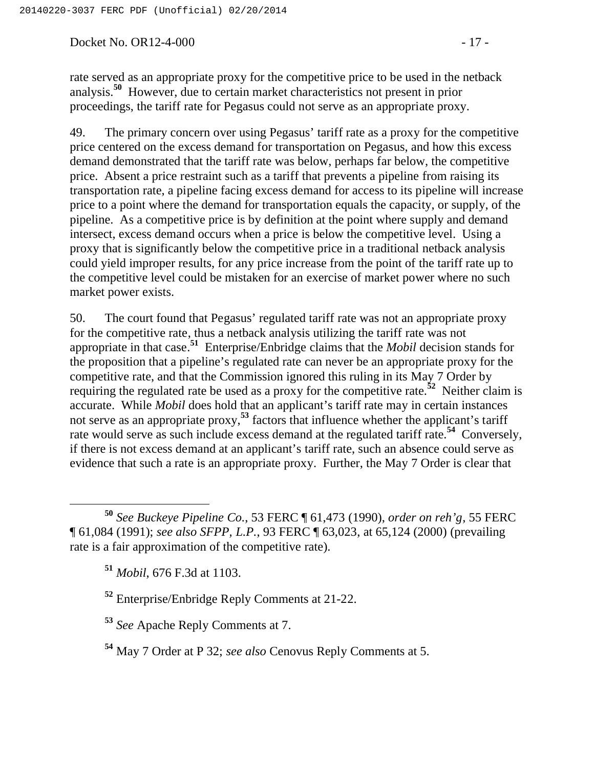rate served as an appropriate proxy for the competitive price to be used in the netback analysis.[50] However, due to certain market characteristics not present in prior proceedings, the tariff rate for Pegasus could not serve as an appropriate proxy.

49. The primary concern over using Pegasus' tariff rate as a proxy for the competitive price centered on the excess demand for transportation on Pegasus, and how this excess demand demonstrated that the tariff rate was below, perhaps far below, the competitive price. Absent a price restraint such as a tariff that prevents a pipeline from raising its transportation rate, a pipeline facing excess demand for access to its pipeline will increase price to a point where the demand for transportation equals the capacity, or supply, of the pipeline. As a competitive price is by definition at the point where supply and demand intersect, excess demand occurs when a price is below the competitive level. Using a proxy that is significantly below the competitive price in a traditional netback analysis could yield improper results, for any price increase from the point of the tariff rate up to the competitive level could be mistaken for an exercise of market power where no such market power exists.

50. The court found that Pegasus' regulated tariff rate was not an appropriate proxy for the competitive rate, thus a netback analysis utilizing the tariff rate was not appropriate in that case.[51] Enterprise/Enbridge claims that the *Mobil* decision stands for the proposition that a pipeline's regulated rate can never be an appropriate proxy for the competitive rate, and that the Commission ignored this ruling in its May 7 Order by requiring the regulated rate be used as a proxy for the competitive rate.[52] Neither claim is accurate. While *Mobil* does hold that an applicant's tariff rate may in certain instances not serve as an appropriate proxy,[53] factors that influence whether the applicant's tariff rate would serve as such include excess demand at the regulated tariff rate.[54] Conversely, if there is not excess demand at an applicant's tariff rate, such an absence could serve as evidence that such a rate is an appropriate proxy. Further, the May 7 Order is clear that

---

[50] *See Buckeye Pipeline Co.*, 53 FERC ¶ 61,473 (1990), *order on reh'g*, 55 FERC ¶ 61,084 (1991); *see also SFPP, L.P.*, 93 FERC ¶ 63,023, at 65,124 (2000) (prevailing rate is a fair approximation of the competitive rate).

[51] *Mobil*, 676 F.3d at 1103.

[52] Enterprise/Enbridge Reply Comments at 21-22.

[53] *See* Apache Reply Comments at 7.

[54] May 7 Order at P 32; *see also* Cenovus Reply Comments at 5.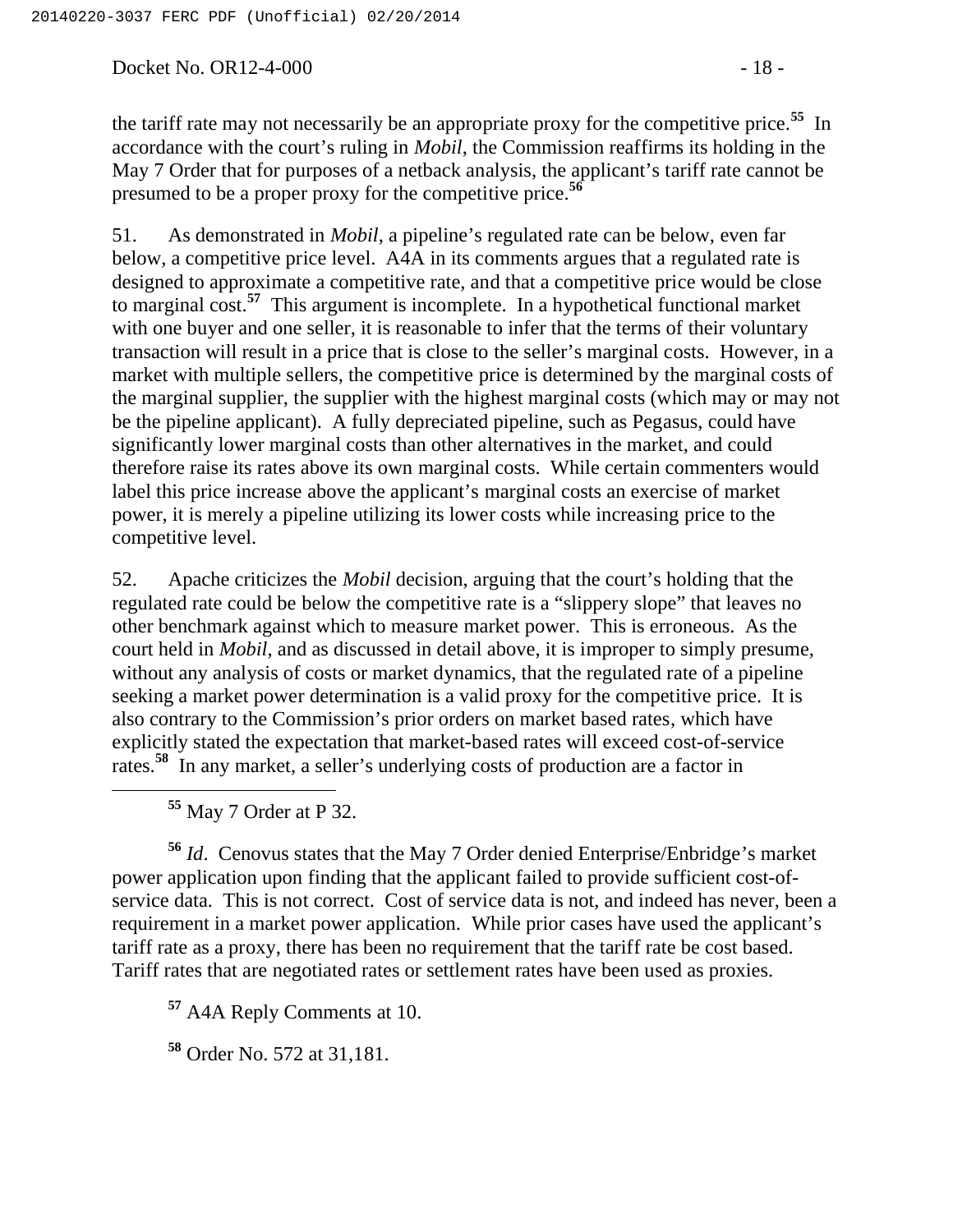the tariff rate may not necessarily be an appropriate proxy for the competitive price.[55] In accordance with the court's ruling in *Mobil*, the Commission reaffirms its holding in the May 7 Order that for purposes of a netback analysis, the applicant's tariff rate cannot be presumed to be a proper proxy for the competitive price.[56]

51. As demonstrated in *Mobil*, a pipeline's regulated rate can be below, even far below, a competitive price level. A4A in its comments argues that a regulated rate is designed to approximate a competitive rate, and that a competitive price would be close to marginal cost.[57] This argument is incomplete. In a hypothetical functional market with one buyer and one seller, it is reasonable to infer that the terms of their voluntary transaction will result in a price that is close to the seller's marginal costs. However, in a market with multiple sellers, the competitive price is determined by the marginal costs of the marginal supplier, the supplier with the highest marginal costs (which may or may not be the pipeline applicant). A fully depreciated pipeline, such as Pegasus, could have significantly lower marginal costs than other alternatives in the market, and could therefore raise its rates above its own marginal costs. While certain commenters would label this price increase above the applicant's marginal costs an exercise of market power, it is merely a pipeline utilizing its lower costs while increasing price to the competitive level.

52. Apache criticizes the *Mobil* decision, arguing that the court's holding that the regulated rate could be below the competitive rate is a "slippery slope" that leaves no other benchmark against which to measure market power. This is erroneous. As the court held in *Mobil*, and as discussed in detail above, it is improper to simply presume, without any analysis of costs or market dynamics, that the regulated rate of a pipeline seeking a market power determination is a valid proxy for the competitive price. It is also contrary to the Commission's prior orders on market based rates, which have explicitly stated the expectation that market-based rates will exceed cost-of-service rates.[58] In any market, a seller's underlying costs of production are a factor in

---

[55] May 7 Order at P 32.

[56] *Id*. Cenovus states that the May 7 Order denied Enterprise/Enbridge's market power application upon finding that the applicant failed to provide sufficient cost-of-service data. This is not correct. Cost of service data is not, and indeed has never, been a requirement in a market power application. While prior cases have used the applicant's tariff rate as a proxy, there has been no requirement that the tariff rate be cost based. Tariff rates that are negotiated rates or settlement rates have been used as proxies.

[57] A4A Reply Comments at 10.

[58] Order No. 572 at 31,181.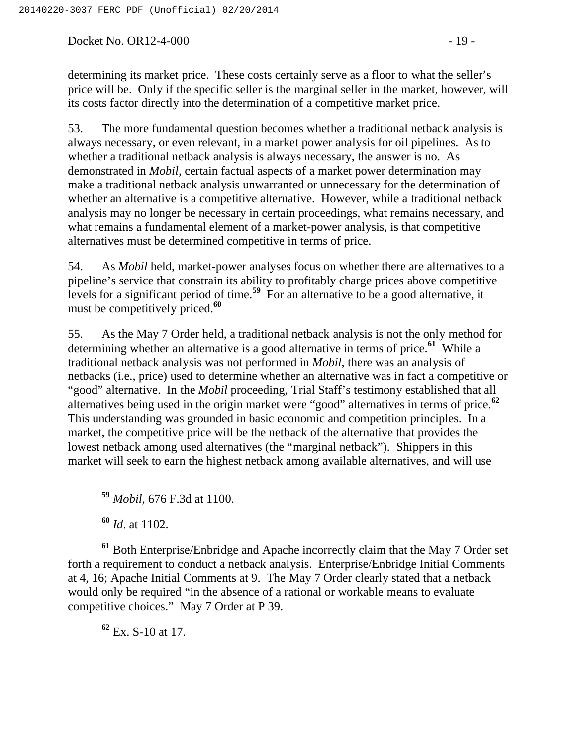determining its market price. These costs certainly serve as a floor to what the seller's price will be. Only if the specific seller is the marginal seller in the market, however, will its costs factor directly into the determination of a competitive market price.

53. The more fundamental question becomes whether a traditional netback analysis is always necessary, or even relevant, in a market power analysis for oil pipelines. As to whether a traditional netback analysis is always necessary, the answer is no. As demonstrated in *Mobil*, certain factual aspects of a market power determination may make a traditional netback analysis unwarranted or unnecessary for the determination of whether an alternative is a competitive alternative. However, while a traditional netback analysis may no longer be necessary in certain proceedings, what remains necessary, and what remains a fundamental element of a market-power analysis, is that competitive alternatives must be determined competitive in terms of price.

54. As *Mobil* held, market-power analyses focus on whether there are alternatives to a pipeline's service that constrain its ability to profitably charge prices above competitive levels for a significant period of time.[59] For an alternative to be a good alternative, it must be competitively priced.[60]

55. As the May 7 Order held, a traditional netback analysis is not the only method for determining whether an alternative is a good alternative in terms of price.[61] While a traditional netback analysis was not performed in *Mobil*, there was an analysis of netbacks (i.e., price) used to determine whether an alternative was in fact a competitive or "good" alternative. In the *Mobil* proceeding, Trial Staff's testimony established that all alternatives being used in the origin market were "good" alternatives in terms of price.[62] This understanding was grounded in basic economic and competition principles. In a market, the competitive price will be the netback of the alternative that provides the lowest netback among used alternatives (the "marginal netback"). Shippers in this market will seek to earn the highest netback among available alternatives, and will use

---

[59] *Mobil*, 676 F.3d at 1100.

[60] *Id*. at 1102.

[61] Both Enterprise/Enbridge and Apache incorrectly claim that the May 7 Order set forth a requirement to conduct a netback analysis. Enterprise/Enbridge Initial Comments at 4, 16; Apache Initial Comments at 9. The May 7 Order clearly stated that a netback would only be required "in the absence of a rational or workable means to evaluate competitive choices." May 7 Order at P 39.

[62] Ex. S-10 at 17.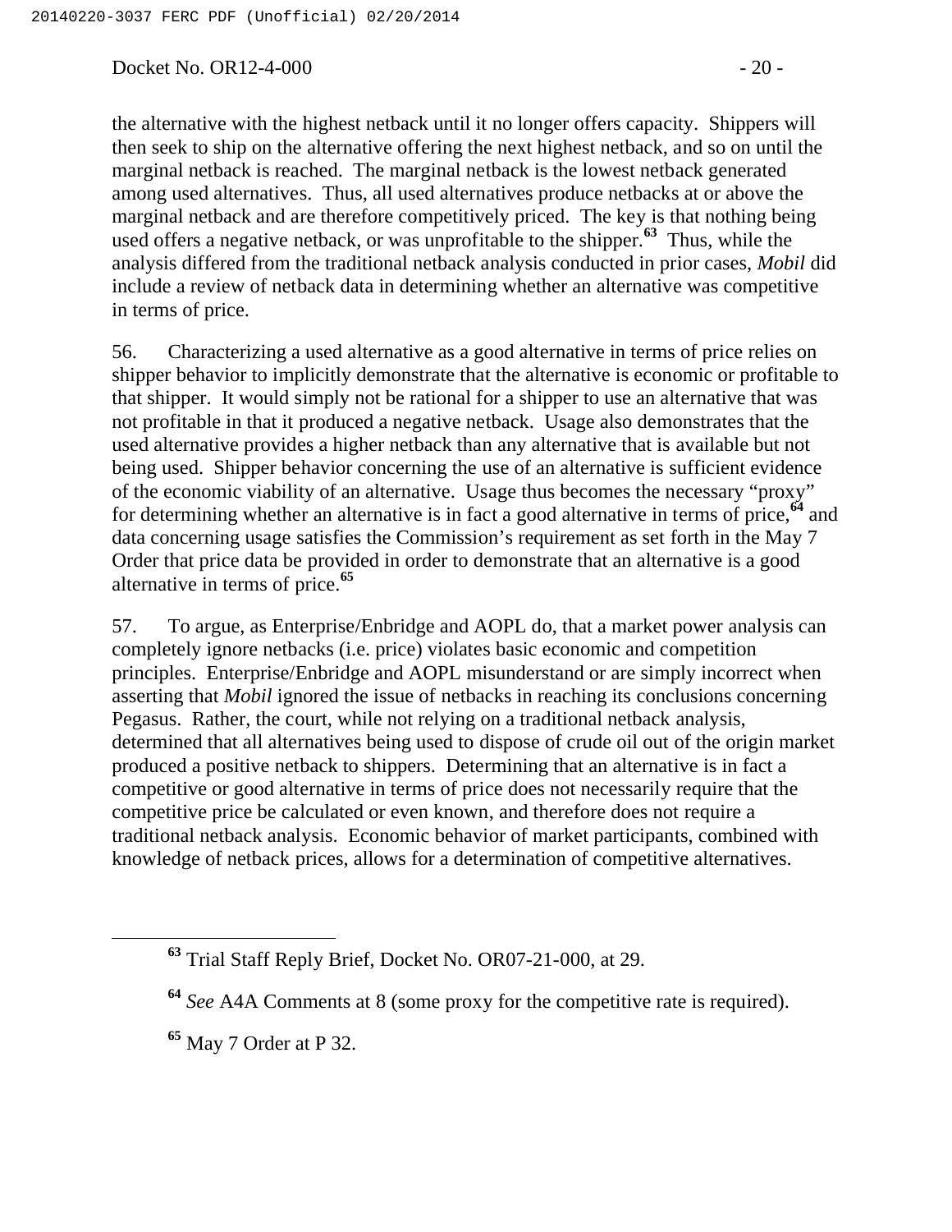the alternative with the highest netback until it no longer offers capacity. Shippers will then seek to ship on the alternative offering the next highest netback, and so on until the marginal netback is reached. The marginal netback is the lowest netback generated among used alternatives. Thus, all used alternatives produce netbacks at or above the marginal netback and are therefore competitively priced. The key is that nothing being used offers a negative netback, or was unprofitable to the shipper.[63] Thus, while the analysis differed from the traditional netback analysis conducted in prior cases, *Mobil* did include a review of netback data in determining whether an alternative was competitive in terms of price.

56. Characterizing a used alternative as a good alternative in terms of price relies on shipper behavior to implicitly demonstrate that the alternative is economic or profitable to that shipper. It would simply not be rational for a shipper to use an alternative that was not profitable in that it produced a negative netback. Usage also demonstrates that the used alternative provides a higher netback than any alternative that is available but not being used. Shipper behavior concerning the use of an alternative is sufficient evidence of the economic viability of an alternative. Usage thus becomes the necessary "proxy" for determining whether an alternative is in fact a good alternative in terms of price,[64] and data concerning usage satisfies the Commission's requirement as set forth in the May 7 Order that price data be provided in order to demonstrate that an alternative is a good alternative in terms of price.[65]

57. To argue, as Enterprise/Enbridge and AOPL do, that a market power analysis can completely ignore netbacks (i.e. price) violates basic economic and competition principles. Enterprise/Enbridge and AOPL misunderstand or are simply incorrect when asserting that *Mobil* ignored the issue of netbacks in reaching its conclusions concerning Pegasus. Rather, the court, while not relying on a traditional netback analysis, determined that all alternatives being used to dispose of crude oil out of the origin market produced a positive netback to shippers. Determining that an alternative is in fact a competitive or good alternative in terms of price does not necessarily require that the competitive price be calculated or even known, and therefore does not require a traditional netback analysis. Economic behavior of market participants, combined with knowledge of netback prices, allows for a determination of competitive alternatives.

---

[63] Trial Staff Reply Brief, Docket No. OR07-21-000, at 29.

[64] *See* A4A Comments at 8 (some proxy for the competitive rate is required).

[65] May 7 Order at P 32.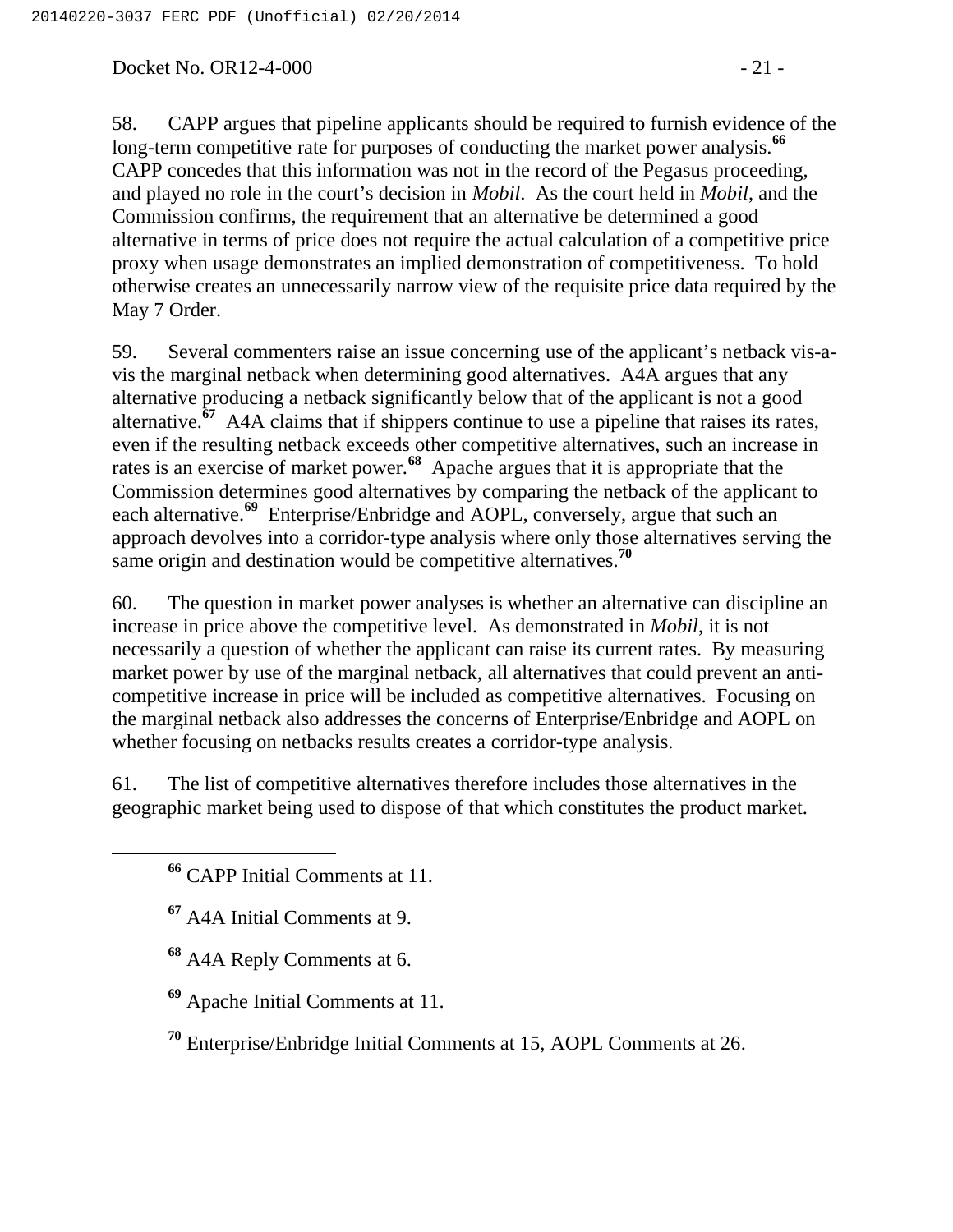58. CAPP argues that pipeline applicants should be required to furnish evidence of the long-term competitive rate for purposes of conducting the market power analysis.[66] CAPP concedes that this information was not in the record of the Pegasus proceeding, and played no role in the court's decision in *Mobil*. As the court held in *Mobil*, and the Commission confirms, the requirement that an alternative be determined a good alternative in terms of price does not require the actual calculation of a competitive price proxy when usage demonstrates an implied demonstration of competitiveness. To hold otherwise creates an unnecessarily narrow view of the requisite price data required by the May 7 Order.

59. Several commenters raise an issue concerning use of the applicant's netback vis-a-vis the marginal netback when determining good alternatives. A4A argues that any alternative producing a netback significantly below that of the applicant is not a good alternative.[67] A4A claims that if shippers continue to use a pipeline that raises its rates, even if the resulting netback exceeds other competitive alternatives, such an increase in rates is an exercise of market power.[68] Apache argues that it is appropriate that the Commission determines good alternatives by comparing the netback of the applicant to each alternative.[69] Enterprise/Enbridge and AOPL, conversely, argue that such an approach devolves into a corridor-type analysis where only those alternatives serving the same origin and destination would be competitive alternatives.[70]

60. The question in market power analyses is whether an alternative can discipline an increase in price above the competitive level. As demonstrated in *Mobil*, it is not necessarily a question of whether the applicant can raise its current rates. By measuring market power by use of the marginal netback, all alternatives that could prevent an anti-competitive increase in price will be included as competitive alternatives. Focusing on the marginal netback also addresses the concerns of Enterprise/Enbridge and AOPL on whether focusing on netbacks results creates a corridor-type analysis.

61. The list of competitive alternatives therefore includes those alternatives in the geographic market being used to dispose of that which constitutes the product market.

---

[66] CAPP Initial Comments at 11.

[67] A4A Initial Comments at 9.

[68] A4A Reply Comments at 6.

[69] Apache Initial Comments at 11.

[70] Enterprise/Enbridge Initial Comments at 15, AOPL Comments at 26.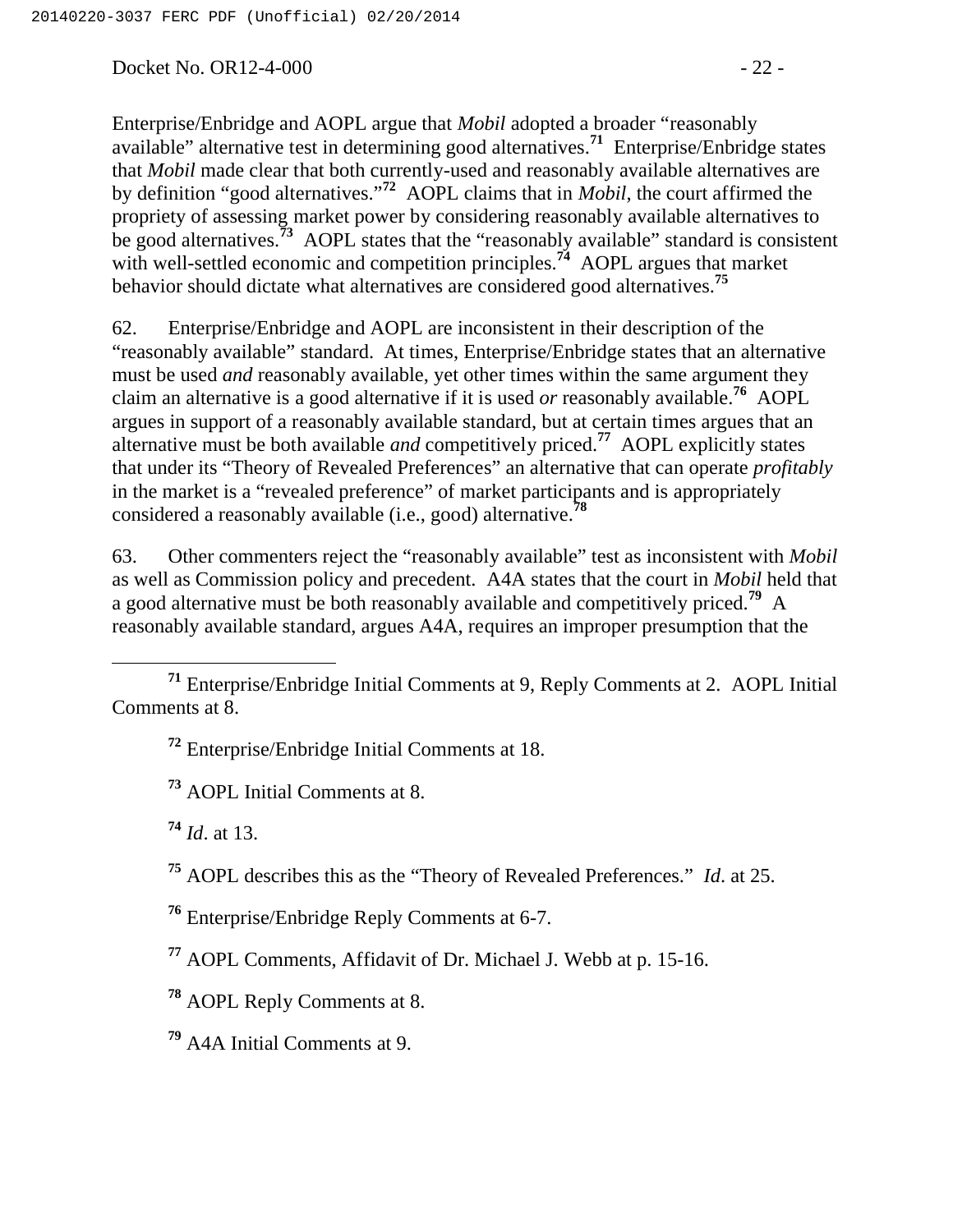Enterprise/Enbridge and AOPL argue that *Mobil* adopted a broader "reasonably available" alternative test in determining good alternatives.[71] Enterprise/Enbridge states that *Mobil* made clear that both currently-used and reasonably available alternatives are by definition "good alternatives."[72] AOPL claims that in *Mobil*, the court affirmed the propriety of assessing market power by considering reasonably available alternatives to be good alternatives.[73] AOPL states that the "reasonably available" standard is consistent with well-settled economic and competition principles.[74] AOPL argues that market behavior should dictate what alternatives are considered good alternatives.[75]

62. Enterprise/Enbridge and AOPL are inconsistent in their description of the "reasonably available" standard. At times, Enterprise/Enbridge states that an alternative must be used *and* reasonably available, yet other times within the same argument they claim an alternative is a good alternative if it is used *or* reasonably available.[76] AOPL argues in support of a reasonably available standard, but at certain times argues that an alternative must be both available *and* competitively priced.[77] AOPL explicitly states that under its "Theory of Revealed Preferences" an alternative that can operate *profitably* in the market is a "revealed preference" of market participants and is appropriately considered a reasonably available (i.e., good) alternative.[78]

63. Other commenters reject the "reasonably available" test as inconsistent with *Mobil* as well as Commission policy and precedent. A4A states that the court in *Mobil* held that a good alternative must be both reasonably available and competitively priced.[79] A reasonably available standard, argues A4A, requires an improper presumption that the

---

[71] Enterprise/Enbridge Initial Comments at 9, Reply Comments at 2. AOPL Initial Comments at 8.

[72] Enterprise/Enbridge Initial Comments at 18.

[73] AOPL Initial Comments at 8.

[74] *Id*. at 13.

[75] AOPL describes this as the "Theory of Revealed Preferences." *Id*. at 25.

[76] Enterprise/Enbridge Reply Comments at 6-7.

[77] AOPL Comments, Affidavit of Dr. Michael J. Webb at p. 15-16.

[78] AOPL Reply Comments at 8.

[79] A4A Initial Comments at 9.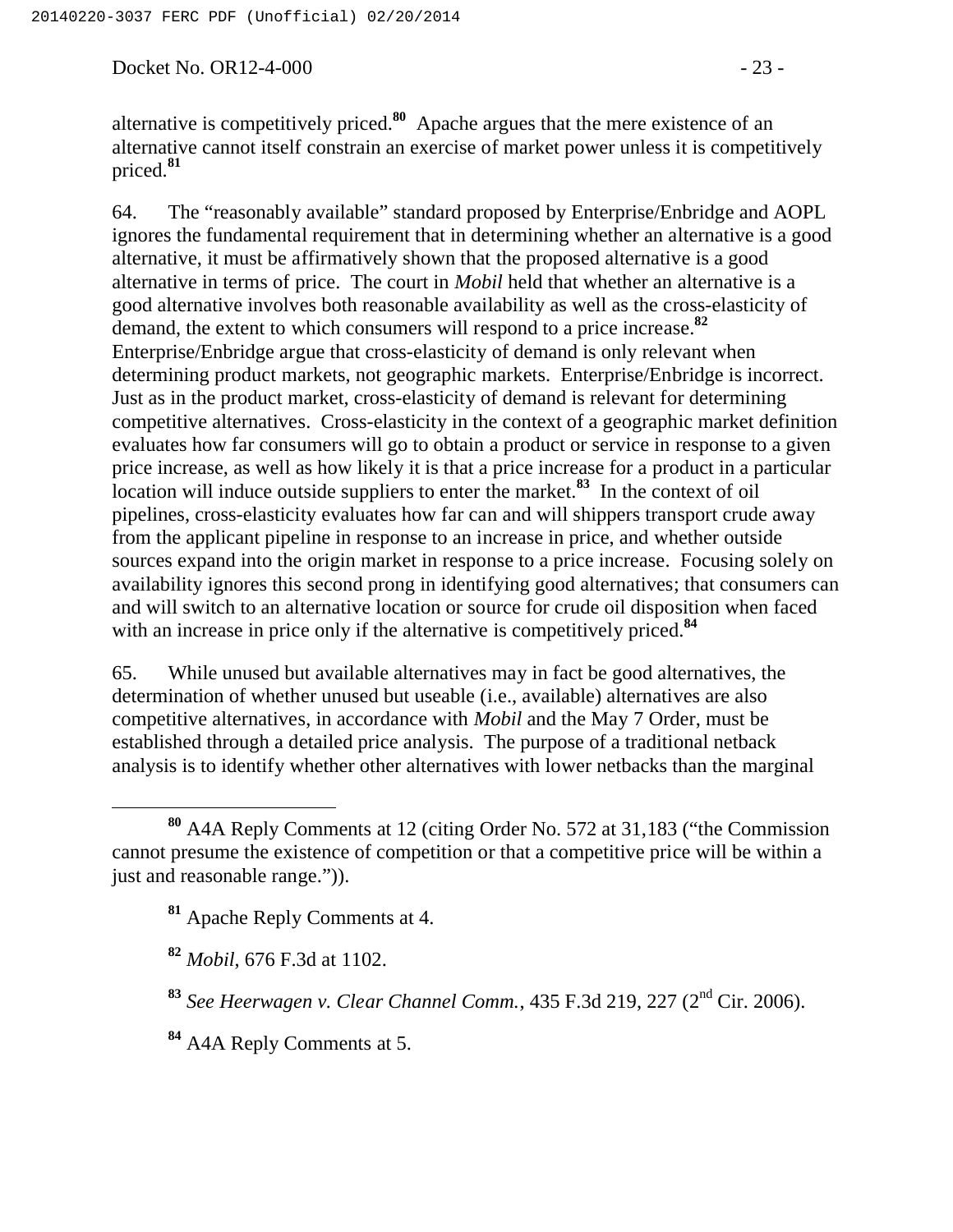alternative is competitively priced.[80] Apache argues that the mere existence of an alternative cannot itself constrain an exercise of market power unless it is competitively priced.[81]

64. The "reasonably available" standard proposed by Enterprise/Enbridge and AOPL ignores the fundamental requirement that in determining whether an alternative is a good alternative, it must be affirmatively shown that the proposed alternative is a good alternative in terms of price. The court in *Mobil* held that whether an alternative is a good alternative involves both reasonable availability as well as the cross-elasticity of demand, the extent to which consumers will respond to a price increase.[82] Enterprise/Enbridge argue that cross-elasticity of demand is only relevant when determining product markets, not geographic markets. Enterprise/Enbridge is incorrect. Just as in the product market, cross-elasticity of demand is relevant for determining competitive alternatives. Cross-elasticity in the context of a geographic market definition evaluates how far consumers will go to obtain a product or service in response to a given price increase, as well as how likely it is that a price increase for a product in a particular location will induce outside suppliers to enter the market.[83] In the context of oil pipelines, cross-elasticity evaluates how far can and will shippers transport crude away from the applicant pipeline in response to an increase in price, and whether outside sources expand into the origin market in response to a price increase. Focusing solely on availability ignores this second prong in identifying good alternatives; that consumers can and will switch to an alternative location or source for crude oil disposition when faced with an increase in price only if the alternative is competitively priced.[84]

65. While unused but available alternatives may in fact be good alternatives, the determination of whether unused but useable (i.e., available) alternatives are also competitive alternatives, in accordance with *Mobil* and the May 7 Order, must be established through a detailed price analysis. The purpose of a traditional netback analysis is to identify whether other alternatives with lower netbacks than the marginal

---

[80] A4A Reply Comments at 12 (citing Order No. 572 at 31,183 ("the Commission cannot presume the existence of competition or that a competitive price will be within a just and reasonable range.")).

[81] Apache Reply Comments at 4.

[82] *Mobil*, 676 F.3d at 1102.

[83] *See Heerwagen v. Clear Channel Comm.*, 435 F.3d 219, 227 (2nd Cir. 2006).

[84] A4A Reply Comments at 5.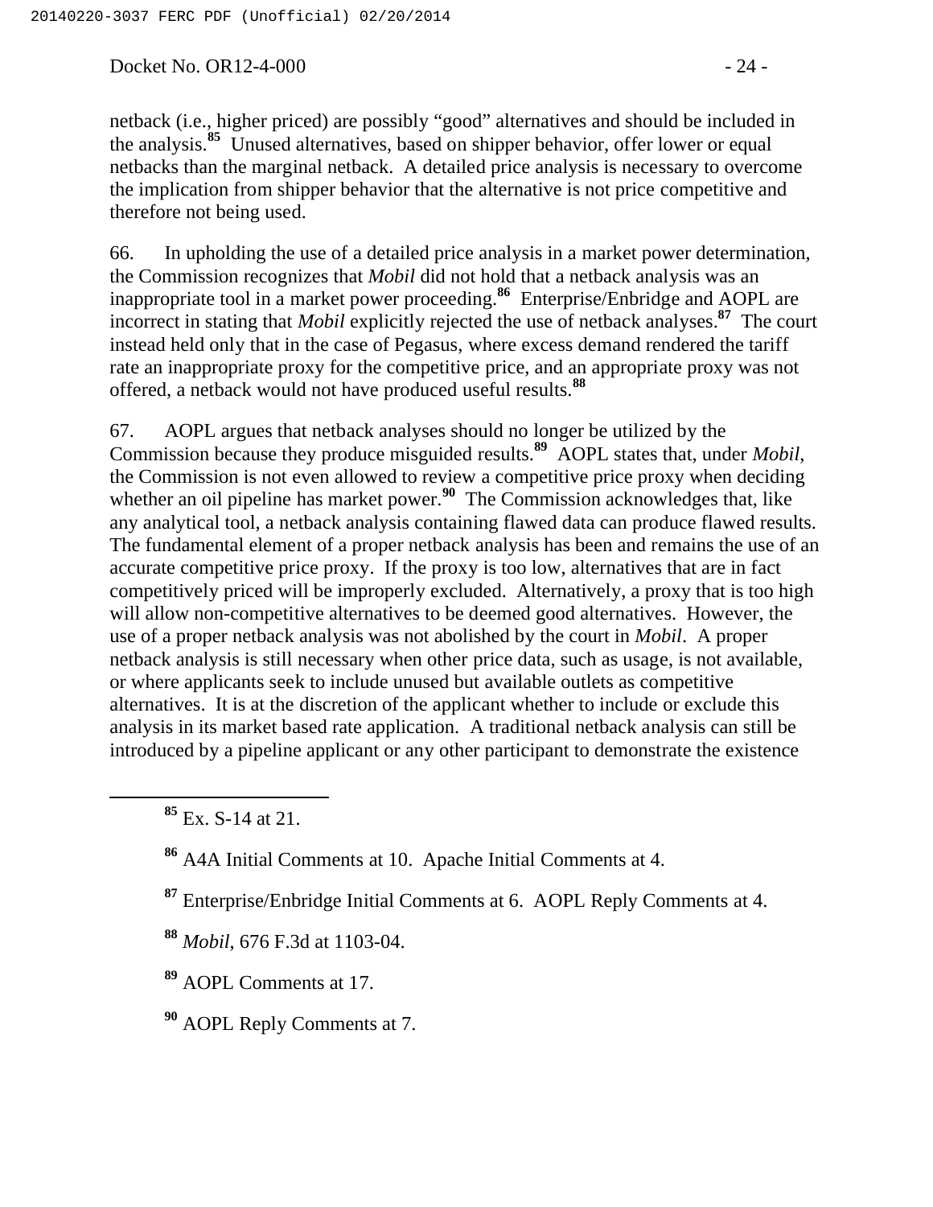netback (i.e., higher priced) are possibly "good" alternatives and should be included in the analysis.[85] Unused alternatives, based on shipper behavior, offer lower or equal netbacks than the marginal netback. A detailed price analysis is necessary to overcome the implication from shipper behavior that the alternative is not price competitive and therefore not being used.

66. In upholding the use of a detailed price analysis in a market power determination, the Commission recognizes that *Mobil* did not hold that a netback analysis was an inappropriate tool in a market power proceeding.[86] Enterprise/Enbridge and AOPL are incorrect in stating that *Mobil* explicitly rejected the use of netback analyses.[87] The court instead held only that in the case of Pegasus, where excess demand rendered the tariff rate an inappropriate proxy for the competitive price, and an appropriate proxy was not offered, a netback would not have produced useful results.[88]

67. AOPL argues that netback analyses should no longer be utilized by the Commission because they produce misguided results.[89] AOPL states that, under *Mobil*, the Commission is not even allowed to review a competitive price proxy when deciding whether an oil pipeline has market power.[90] The Commission acknowledges that, like any analytical tool, a netback analysis containing flawed data can produce flawed results. The fundamental element of a proper netback analysis has been and remains the use of an accurate competitive price proxy. If the proxy is too low, alternatives that are in fact competitively priced will be improperly excluded. Alternatively, a proxy that is too high will allow non-competitive alternatives to be deemed good alternatives. However, the use of a proper netback analysis was not abolished by the court in *Mobil*. A proper netback analysis is still necessary when other price data, such as usage, is not available, or where applicants seek to include unused but available outlets as competitive alternatives. It is at the discretion of the applicant whether to include or exclude this analysis in its market based rate application. A traditional netback analysis can still be introduced by a pipeline applicant or any other participant to demonstrate the existence

---

[85] Ex. S-14 at 21.

[86] A4A Initial Comments at 10. Apache Initial Comments at 4.

[87] Enterprise/Enbridge Initial Comments at 6. AOPL Reply Comments at 4.

[88] *Mobil*, 676 F.3d at 1103-04.

[89] AOPL Comments at 17.

[90] AOPL Reply Comments at 7.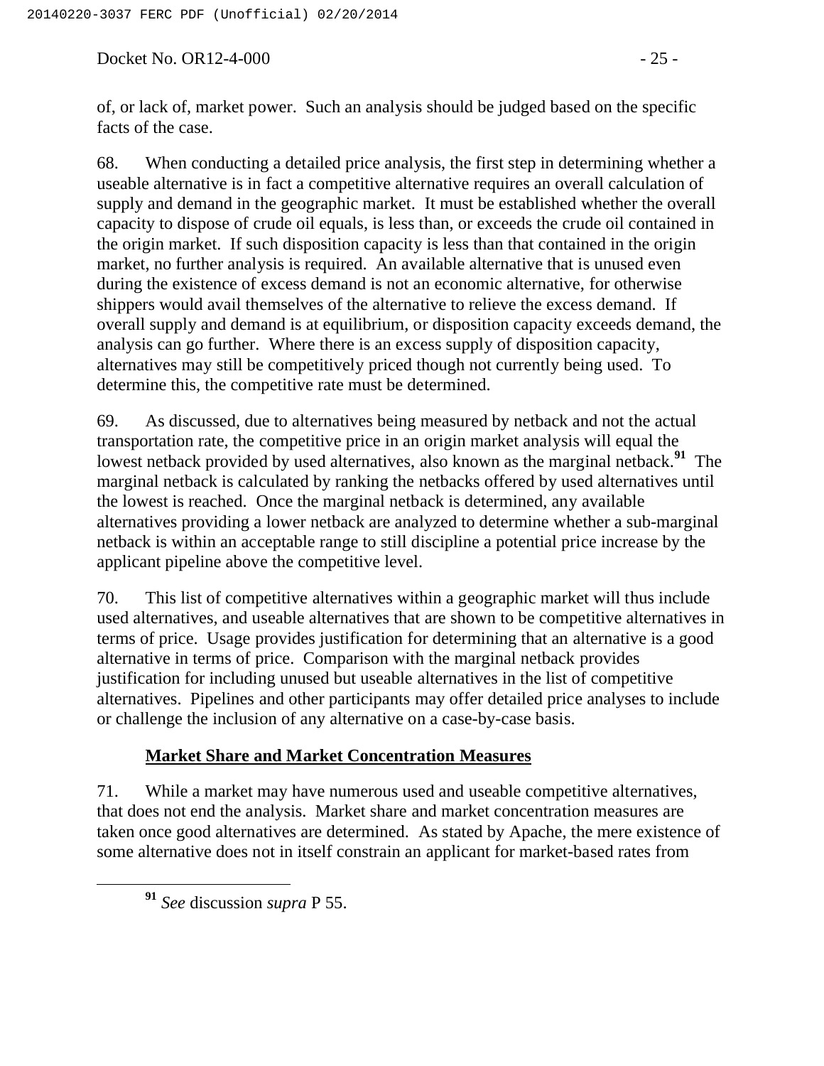of, or lack of, market power. Such an analysis should be judged based on the specific facts of the case.

68. When conducting a detailed price analysis, the first step in determining whether a useable alternative is in fact a competitive alternative requires an overall calculation of supply and demand in the geographic market. It must be established whether the overall capacity to dispose of crude oil equals, is less than, or exceeds the crude oil contained in the origin market. If such disposition capacity is less than that contained in the origin market, no further analysis is required. An available alternative that is unused even during the existence of excess demand is not an economic alternative, for otherwise shippers would avail themselves of the alternative to relieve the excess demand. If overall supply and demand is at equilibrium, or disposition capacity exceeds demand, the analysis can go further. Where there is an excess supply of disposition capacity, alternatives may still be competitively priced though not currently being used. To determine this, the competitive rate must be determined.

69. As discussed, due to alternatives being measured by netback and not the actual transportation rate, the competitive price in an origin market analysis will equal the lowest netback provided by used alternatives, also known as the marginal netback.[91] The marginal netback is calculated by ranking the netbacks offered by used alternatives until the lowest is reached. Once the marginal netback is determined, any available alternatives providing a lower netback are analyzed to determine whether a sub-marginal netback is within an acceptable range to still discipline a potential price increase by the applicant pipeline above the competitive level.

70. This list of competitive alternatives within a geographic market will thus include used alternatives, and useable alternatives that are shown to be competitive alternatives in terms of price. Usage provides justification for determining that an alternative is a good alternative in terms of price. Comparison with the marginal netback provides justification for including unused but useable alternatives in the list of competitive alternatives. Pipelines and other participants may offer detailed price analyses to include or challenge the inclusion of any alternative on a case-by-case basis.

## **Market Share and Market Concentration Measures**

71. While a market may have numerous used and useable competitive alternatives, that does not end the analysis. Market share and market concentration measures are taken once good alternatives are determined. As stated by Apache, the mere existence of some alternative does not in itself constrain an applicant for market-based rates from

[91] *See* discussion *supra* P 55.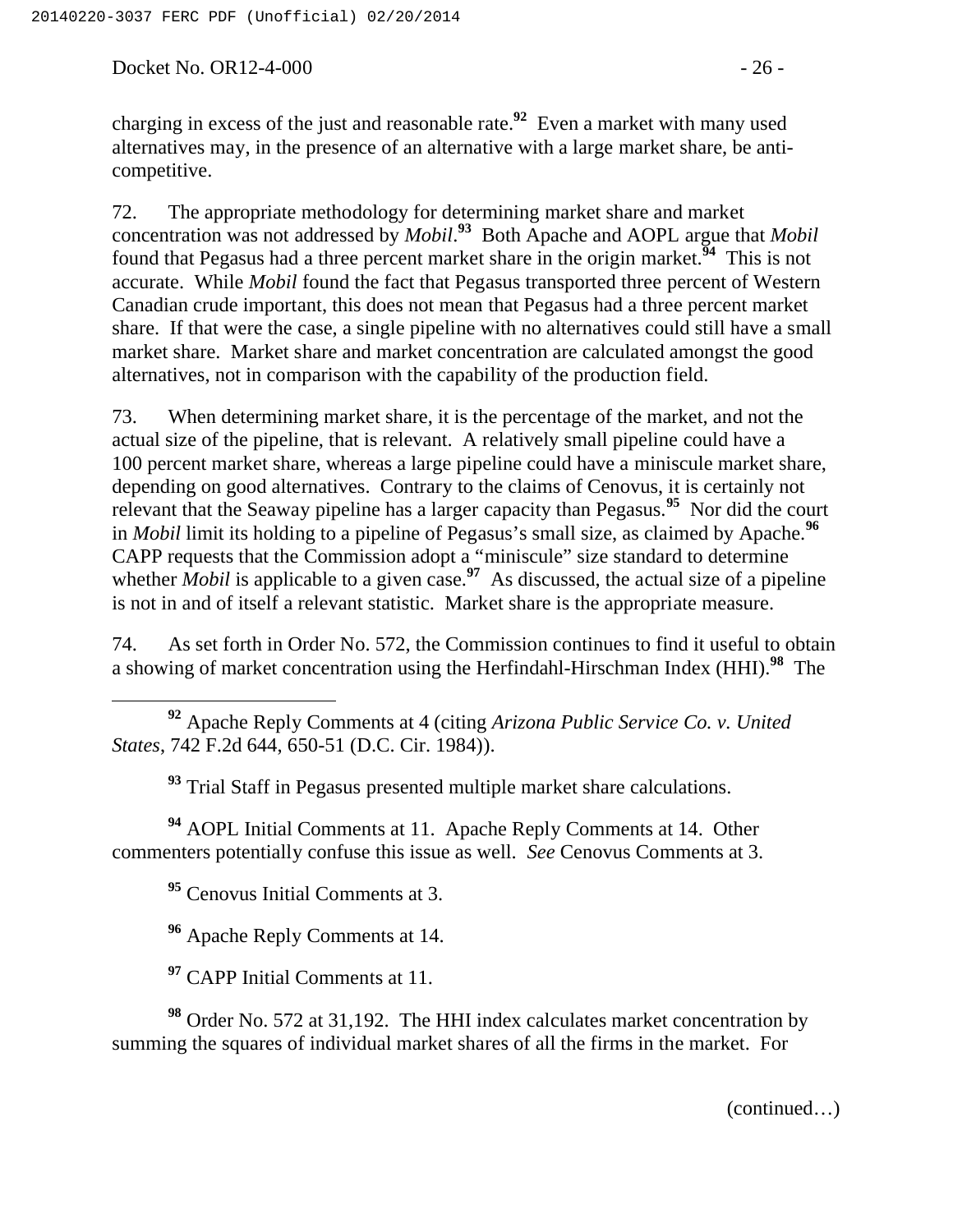charging in excess of the just and reasonable rate.[92] Even a market with many used alternatives may, in the presence of an alternative with a large market share, be anti-competitive.

72. The appropriate methodology for determining market share and market concentration was not addressed by *Mobil*.[93] Both Apache and AOPL argue that *Mobil* found that Pegasus had a three percent market share in the origin market.[94] This is not accurate. While *Mobil* found the fact that Pegasus transported three percent of Western Canadian crude important, this does not mean that Pegasus had a three percent market share. If that were the case, a single pipeline with no alternatives could still have a small market share. Market share and market concentration are calculated amongst the good alternatives, not in comparison with the capability of the production field.

73. When determining market share, it is the percentage of the market, and not the actual size of the pipeline, that is relevant. A relatively small pipeline could have a 100 percent market share, whereas a large pipeline could have a miniscule market share, depending on good alternatives. Contrary to the claims of Cenovus, it is certainly not relevant that the Seaway pipeline has a larger capacity than Pegasus.[95] Nor did the court in *Mobil* limit its holding to a pipeline of Pegasus's small size, as claimed by Apache.[96] CAPP requests that the Commission adopt a "miniscule" size standard to determine whether *Mobil* is applicable to a given case.[97] As discussed, the actual size of a pipeline is not in and of itself a relevant statistic. Market share is the appropriate measure.

74. As set forth in Order No. 572, the Commission continues to find it useful to obtain a showing of market concentration using the Herfindahl-Hirschman Index (HHI).[98] The

---

[92] Apache Reply Comments at 4 (citing *Arizona Public Service Co. v. United States*, 742 F.2d 644, 650-51 (D.C. Cir. 1984)).

[93] Trial Staff in Pegasus presented multiple market share calculations.

[94] AOPL Initial Comments at 11. Apache Reply Comments at 14. Other commenters potentially confuse this issue as well. *See* Cenovus Comments at 3.

[95] Cenovus Initial Comments at 3.

[96] Apache Reply Comments at 14.

[97] CAPP Initial Comments at 11.

[98] Order No. 572 at 31,192. The HHI index calculates market concentration by summing the squares of individual market shares of all the firms in the market. For

(continued…)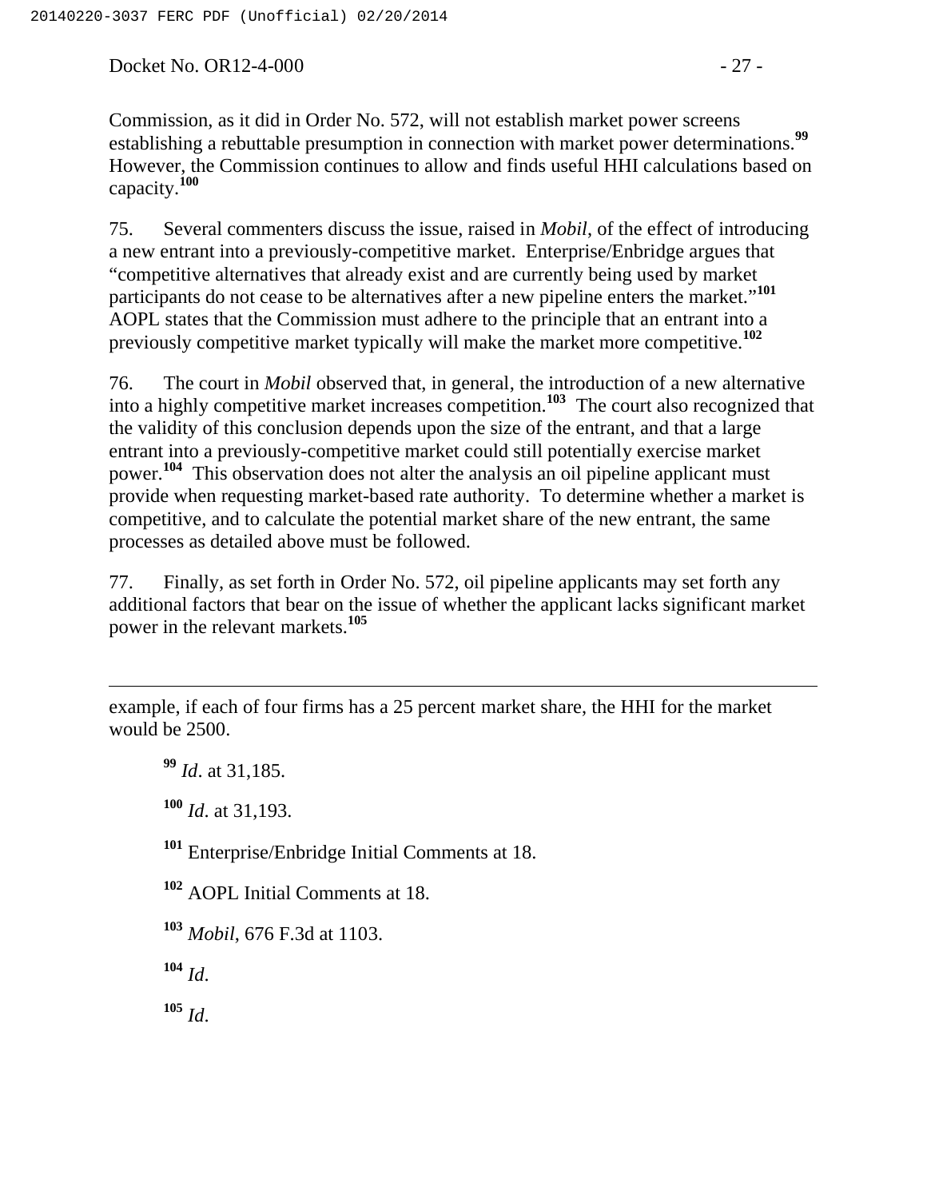Commission, as it did in Order No. 572, will not establish market power screens establishing a rebuttable presumption in connection with market power determinations.[99] However, the Commission continues to allow and finds useful HHI calculations based on capacity.[100]

75. Several commenters discuss the issue, raised in *Mobil*, of the effect of introducing a new entrant into a previously-competitive market. Enterprise/Enbridge argues that "competitive alternatives that already exist and are currently being used by market participants do not cease to be alternatives after a new pipeline enters the market."[101] AOPL states that the Commission must adhere to the principle that an entrant into a previously competitive market typically will make the market more competitive.[102]

76. The court in *Mobil* observed that, in general, the introduction of a new alternative into a highly competitive market increases competition.[103] The court also recognized that the validity of this conclusion depends upon the size of the entrant, and that a large entrant into a previously-competitive market could still potentially exercise market power.[104] This observation does not alter the analysis an oil pipeline applicant must provide when requesting market-based rate authority. To determine whether a market is competitive, and to calculate the potential market share of the new entrant, the same processes as detailed above must be followed.

77. Finally, as set forth in Order No. 572, oil pipeline applicants may set forth any additional factors that bear on the issue of whether the applicant lacks significant market power in the relevant markets.[105]

---

example, if each of four firms has a 25 percent market share, the HHI for the market would be 2500.

[99] *Id*. at 31,185.

[100] *Id.* at 31,193.

[101] Enterprise/Enbridge Initial Comments at 18.

[102] AOPL Initial Comments at 18.

[103] *Mobil*, 676 F.3d at 1103.

[104] *Id*.

[105] *Id*.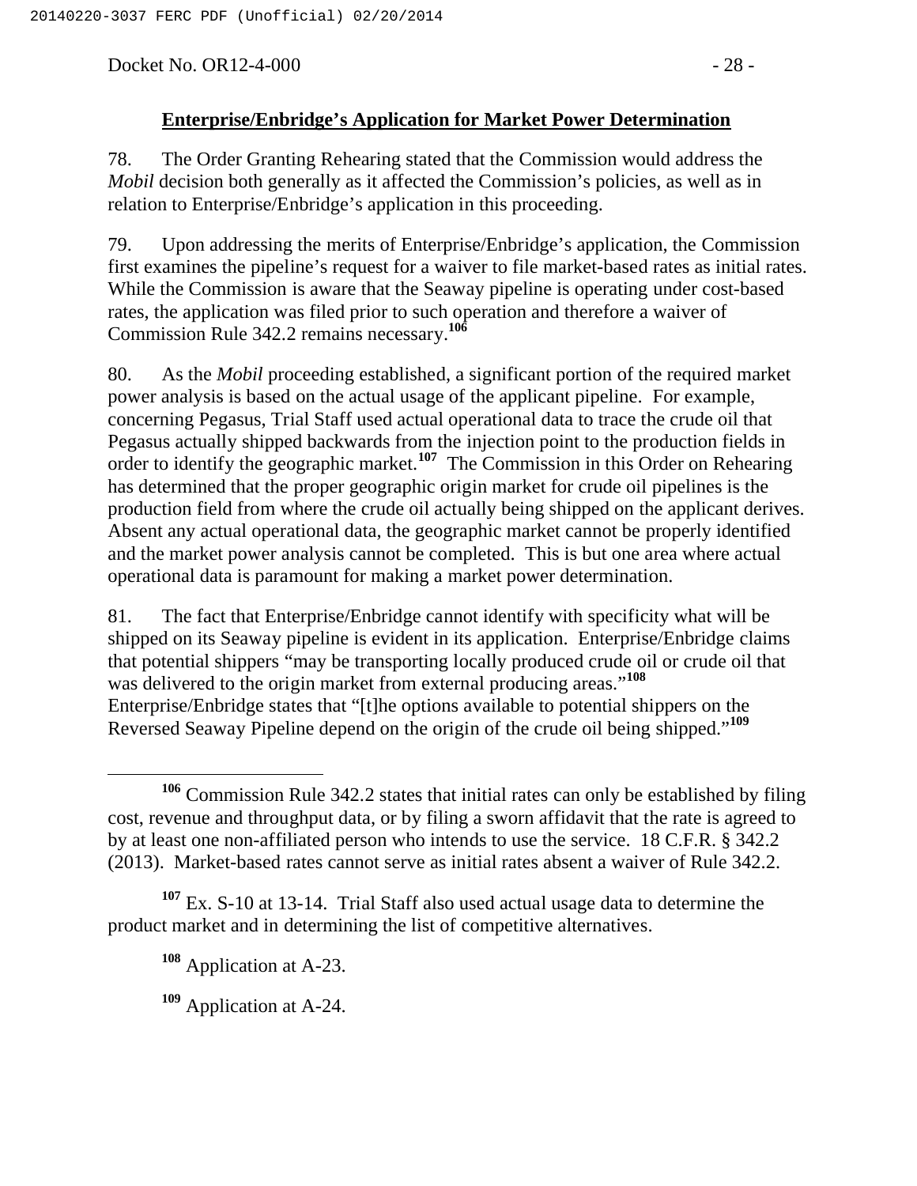## Enterprise/Enbridge's Application for Market Power Determination

78. The Order Granting Rehearing stated that the Commission would address the *Mobil* decision both generally as it affected the Commission's policies, as well as in relation to Enterprise/Enbridge's application in this proceeding.

79. Upon addressing the merits of Enterprise/Enbridge's application, the Commission first examines the pipeline's request for a waiver to file market-based rates as initial rates. While the Commission is aware that the Seaway pipeline is operating under cost-based rates, the application was filed prior to such operation and therefore a waiver of Commission Rule 342.2 remains necessary.[106]

80. As the *Mobil* proceeding established, a significant portion of the required market power analysis is based on the actual usage of the applicant pipeline. For example, concerning Pegasus, Trial Staff used actual operational data to trace the crude oil that Pegasus actually shipped backwards from the injection point to the production fields in order to identify the geographic market.[107] The Commission in this Order on Rehearing has determined that the proper geographic origin market for crude oil pipelines is the production field from where the crude oil actually being shipped on the applicant derives. Absent any actual operational data, the geographic market cannot be properly identified and the market power analysis cannot be completed. This is but one area where actual operational data is paramount for making a market power determination.

81. The fact that Enterprise/Enbridge cannot identify with specificity what will be shipped on its Seaway pipeline is evident in its application. Enterprise/Enbridge claims that potential shippers "may be transporting locally produced crude oil or crude oil that was delivered to the origin market from external producing areas."[108] Enterprise/Enbridge states that "[t]he options available to potential shippers on the Reversed Seaway Pipeline depend on the origin of the crude oil being shipped."[109]

---

[106] Commission Rule 342.2 states that initial rates can only be established by filing cost, revenue and throughput data, or by filing a sworn affidavit that the rate is agreed to by at least one non-affiliated person who intends to use the service. 18 C.F.R. § 342.2 (2013). Market-based rates cannot serve as initial rates absent a waiver of Rule 342.2.

[107] Ex. S-10 at 13-14. Trial Staff also used actual usage data to determine the product market and in determining the list of competitive alternatives.

[108] Application at A-23.

[109] Application at A-24.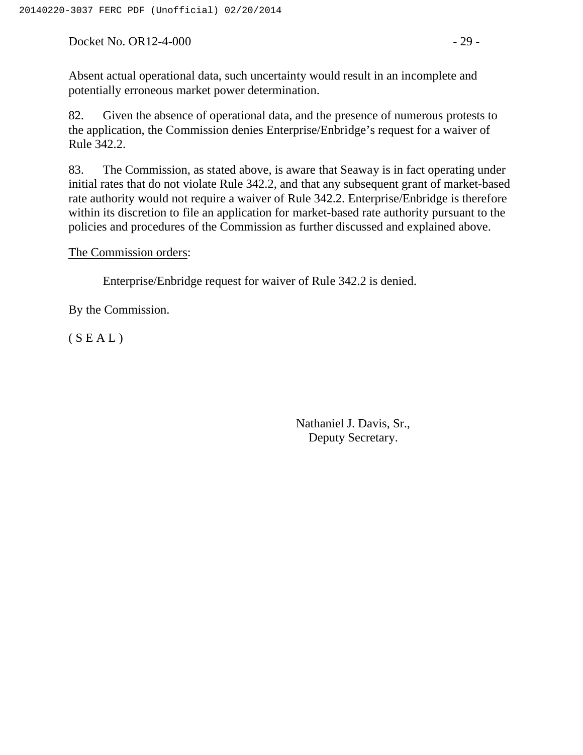Absent actual operational data, such uncertainty would result in an incomplete and potentially erroneous market power determination.

82. Given the absence of operational data, and the presence of numerous protests to the application, the Commission denies Enterprise/Enbridge's request for a waiver of Rule 342.2.

83. The Commission, as stated above, is aware that Seaway is in fact operating under initial rates that do not violate Rule 342.2, and that any subsequent grant of market-based rate authority would not require a waiver of Rule 342.2. Enterprise/Enbridge is therefore within its discretion to file an application for market-based rate authority pursuant to the policies and procedures of the Commission as further discussed and explained above.

The Commission orders:

Enterprise/Enbridge request for waiver of Rule 342.2 is denied.

By the Commission.

( S E A L )

Nathaniel J. Davis, Sr.,
Deputy Secretary.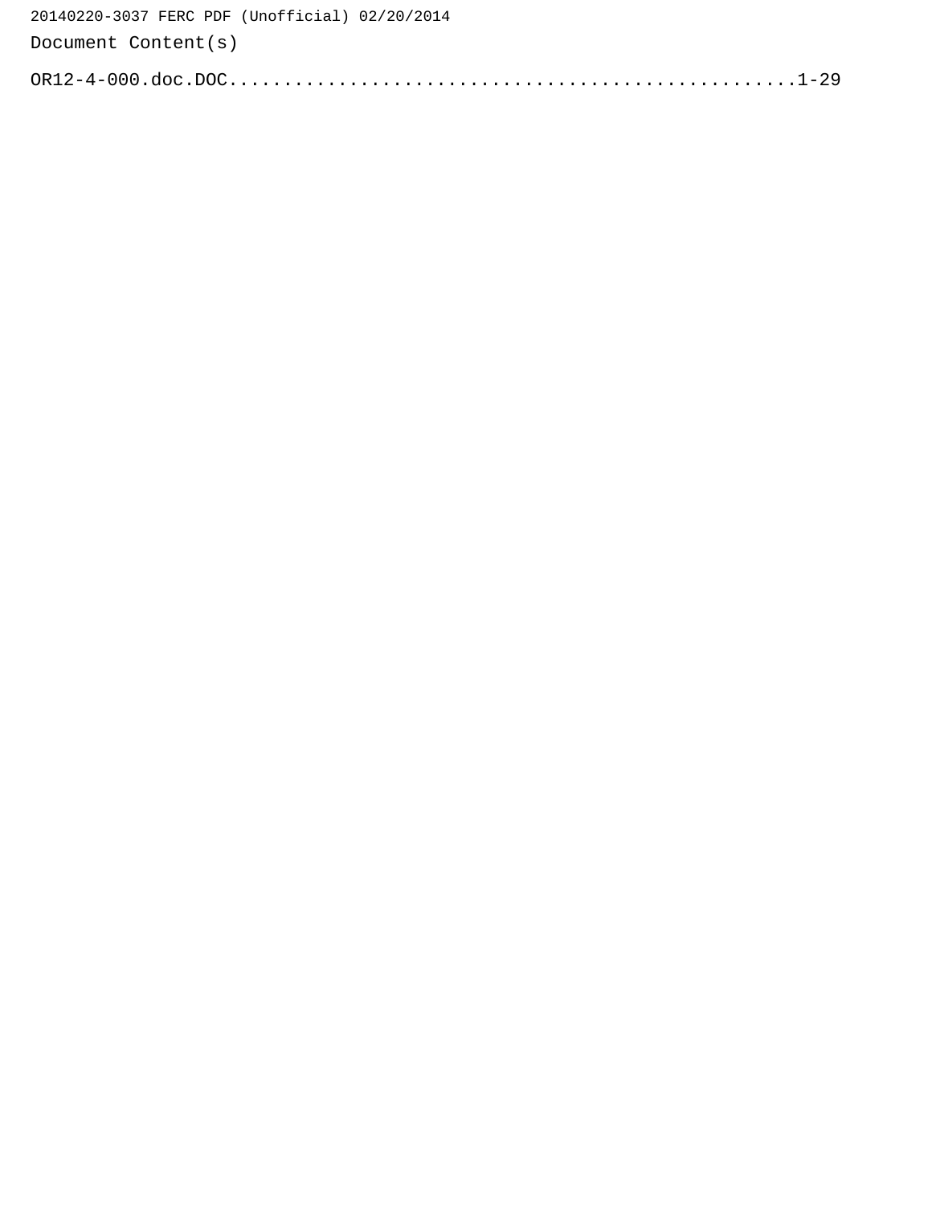Document Content(s)

OR12-4-000.doc.DOC.....................................................1-29